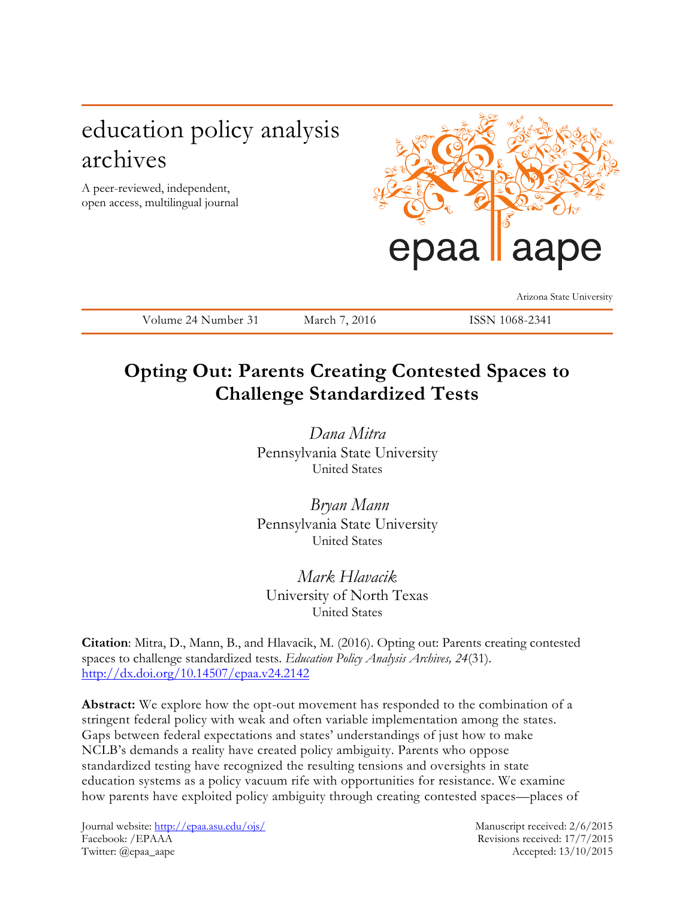education policy analysis archives

A peer-reviewed, independent, open access, multilingual journal

epaa aape

Arizona State University

Volume 24 Number 31 March 7, 2016 ISSN 1068-2341

# Opting Out: Parents Creating Contested Spaces to Challenge Standardized Tests

*Dana Mitra*
Pennsylvania State University
United States

*Bryan Mann*
Pennsylvania State University
United States

*Mark Hlavacik*
University of North Texas
United States

**Citation**: Mitra, D., Mann, B., and Hlavacik, M. (2016). Opting out: Parents creating contested spaces to challenge standardized tests. *Education Policy Analysis Archives, 24*(31). http://dx.doi.org/10.14507/epaa.v24.2142

**Abstract:** We explore how the opt-out movement has responded to the combination of a stringent federal policy with weak and often variable implementation among the states. Gaps between federal expectations and states' understandings of just how to make NCLB's demands a reality have created policy ambiguity. Parents who oppose standardized testing have recognized the resulting tensions and oversights in state education systems as a policy vacuum rife with opportunities for resistance. We examine how parents have exploited policy ambiguity through creating contested spaces—places of

Journal website: http://epaa.asu.edu/ojs/
Facebook: /EPAAA
Twitter: @epaa_aape

Manuscript received: 2/6/2015
Revisions received: 17/7/2015
Accepted: 13/10/2015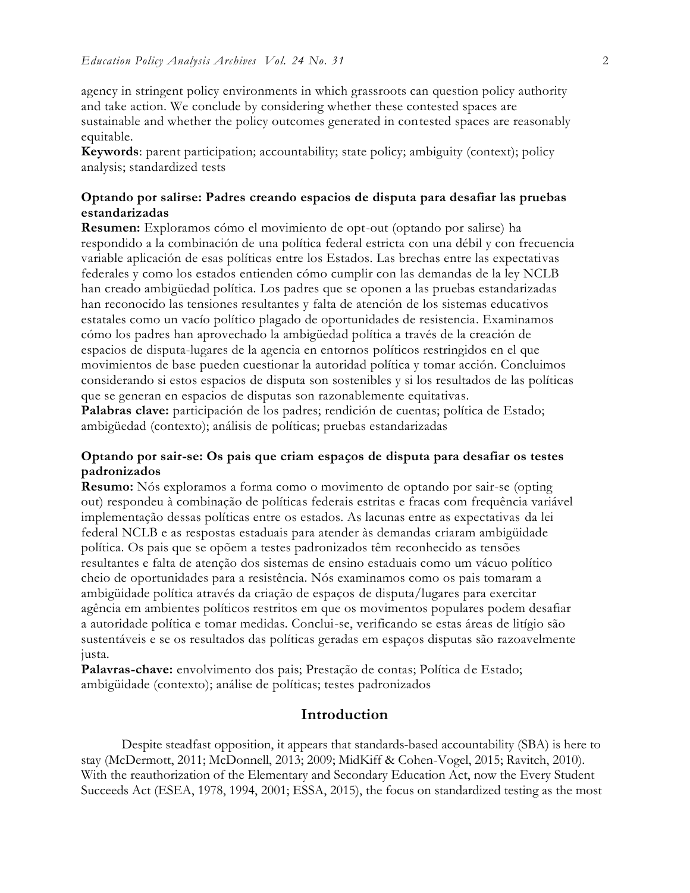agency in stringent policy environments in which grassroots can question policy authority and take action. We conclude by considering whether these contested spaces are sustainable and whether the policy outcomes generated in contested spaces are reasonably equitable.

**Keywords**: parent participation; accountability; state policy; ambiguity (context); policy analysis; standardized tests

**Optando por salirse: Padres creando espacios de disputa para desafiar las pruebas estandarizadas**

**Resumen:** Exploramos cómo el movimiento de opt-out (optando por salirse) ha respondido a la combinación de una política federal estricta con una débil y con frecuencia variable aplicación de esas políticas entre los Estados. Las brechas entre las expectativas federales y como los estados entienden cómo cumplir con las demandas de la ley NCLB han creado ambigüedad política. Los padres que se oponen a las pruebas estandarizadas han reconocido las tensiones resultantes y falta de atención de los sistemas educativos estatales como un vacío político plagado de oportunidades de resistencia. Examinamos cómo los padres han aprovechado la ambigüedad política a través de la creación de espacios de disputa-lugares de la agencia en entornos políticos restringidos en el que movimientos de base pueden cuestionar la autoridad política y tomar acción. Concluimos considerando si estos espacios de disputa son sostenibles y si los resultados de las políticas que se generan en espacios de disputas son razonablemente equitativas.

**Palabras clave:** participación de los padres; rendición de cuentas; política de Estado; ambigüedad (contexto); análisis de políticas; pruebas estandarizadas

**Optando por sair-se: Os pais que criam espaços de disputa para desafiar os testes padronizados**

**Resumo:** Nós exploramos a forma como o movimento de optando por sair-se (opting out) respondeu à combinação de políticas federais estritas e fracas com frequência variável implementação dessas políticas entre os estados. As lacunas entre as expectativas da lei federal NCLB e as respostas estaduais para atender às demandas criaram ambigüidade política. Os pais que se opõem a testes padronizados têm reconhecido as tensões resultantes e falta de atenção dos sistemas de ensino estaduais como um vácuo político cheio de oportunidades para a resistência. Nós examinamos como os pais tomaram a ambigüidade política através da criação de espaços de disputa/lugares para exercitar agência em ambientes políticos restritos em que os movimentos populares podem desafiar a autoridade política e tomar medidas. Conclui-se, verificando se estas áreas de litígio são sustentáveis e se os resultados das políticas geradas em espaços disputas são razoavelmente justa.

**Palavras-chave:** envolvimento dos pais; Prestação de contas; Política de Estado; ambigüidade (contexto); análise de políticas; testes padronizados

## Introduction

Despite steadfast opposition, it appears that standards-based accountability (SBA) is here to stay (McDermott, 2011; McDonnell, 2013; 2009; MidKiff & Cohen-Vogel, 2015; Ravitch, 2010). With the reauthorization of the Elementary and Secondary Education Act, now the Every Student Succeeds Act (ESEA, 1978, 1994, 2001; ESSA, 2015), the focus on standardized testing as the most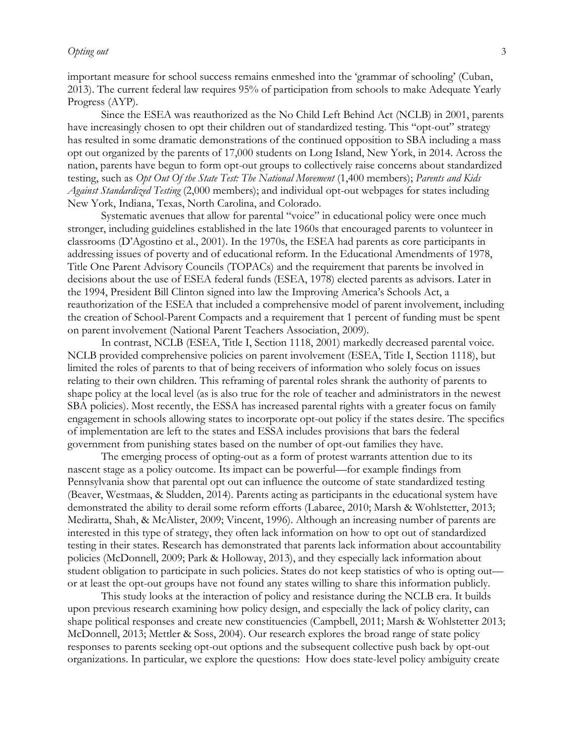important measure for school success remains enmeshed into the 'grammar of schooling' (Cuban, 2013). The current federal law requires 95% of participation from schools to make Adequate Yearly Progress (AYP).

Since the ESEA was reauthorized as the No Child Left Behind Act (NCLB) in 2001, parents have increasingly chosen to opt their children out of standardized testing. This "opt-out" strategy has resulted in some dramatic demonstrations of the continued opposition to SBA including a mass opt out organized by the parents of 17,000 students on Long Island, New York, in 2014. Across the nation, parents have begun to form opt-out groups to collectively raise concerns about standardized testing, such as *Opt Out Of the State Test: The National Movement* (1,400 members); *Parents and Kids Against Standardized Testing* (2,000 members); and individual opt-out webpages for states including New York, Indiana, Texas, North Carolina, and Colorado.

Systematic avenues that allow for parental "voice" in educational policy were once much stronger, including guidelines established in the late 1960s that encouraged parents to volunteer in classrooms (D'Agostino et al., 2001). In the 1970s, the ESEA had parents as core participants in addressing issues of poverty and of educational reform. In the Educational Amendments of 1978, Title One Parent Advisory Councils (TOPACs) and the requirement that parents be involved in decisions about the use of ESEA federal funds (ESEA, 1978) elected parents as advisors. Later in the 1994, President Bill Clinton signed into law the Improving America's Schools Act, a reauthorization of the ESEA that included a comprehensive model of parent involvement, including the creation of School-Parent Compacts and a requirement that 1 percent of funding must be spent on parent involvement (National Parent Teachers Association, 2009).

In contrast, NCLB (ESEA, Title I, Section 1118, 2001) markedly decreased parental voice. NCLB provided comprehensive policies on parent involvement (ESEA, Title I, Section 1118), but limited the roles of parents to that of being receivers of information who solely focus on issues relating to their own children. This reframing of parental roles shrank the authority of parents to shape policy at the local level (as is also true for the role of teacher and administrators in the newest SBA policies). Most recently, the ESSA has increased parental rights with a greater focus on family engagement in schools allowing states to incorporate opt-out policy if the states desire. The specifics of implementation are left to the states and ESSA includes provisions that bars the federal government from punishing states based on the number of opt-out families they have.

The emerging process of opting-out as a form of protest warrants attention due to its nascent stage as a policy outcome. Its impact can be powerful—for example findings from Pennsylvania show that parental opt out can influence the outcome of state standardized testing (Beaver, Westmaas, & Sludden, 2014). Parents acting as participants in the educational system have demonstrated the ability to derail some reform efforts (Labaree, 2010; Marsh & Wohlstetter, 2013; Mediratta, Shah, & McAlister, 2009; Vincent, 1996). Although an increasing number of parents are interested in this type of strategy, they often lack information on how to opt out of standardized testing in their states. Research has demonstrated that parents lack information about accountability policies (McDonnell, 2009; Park & Holloway, 2013), and they especially lack information about student obligation to participate in such policies. States do not keep statistics of who is opting out—or at least the opt-out groups have not found any states willing to share this information publicly.

This study looks at the interaction of policy and resistance during the NCLB era. It builds upon previous research examining how policy design, and especially the lack of policy clarity, can shape political responses and create new constituencies (Campbell, 2011; Marsh & Wohlstetter 2013; McDonnell, 2013; Mettler & Soss, 2004). Our research explores the broad range of state policy responses to parents seeking opt-out options and the subsequent collective push back by opt-out organizations. In particular, we explore the questions: How does state-level policy ambiguity create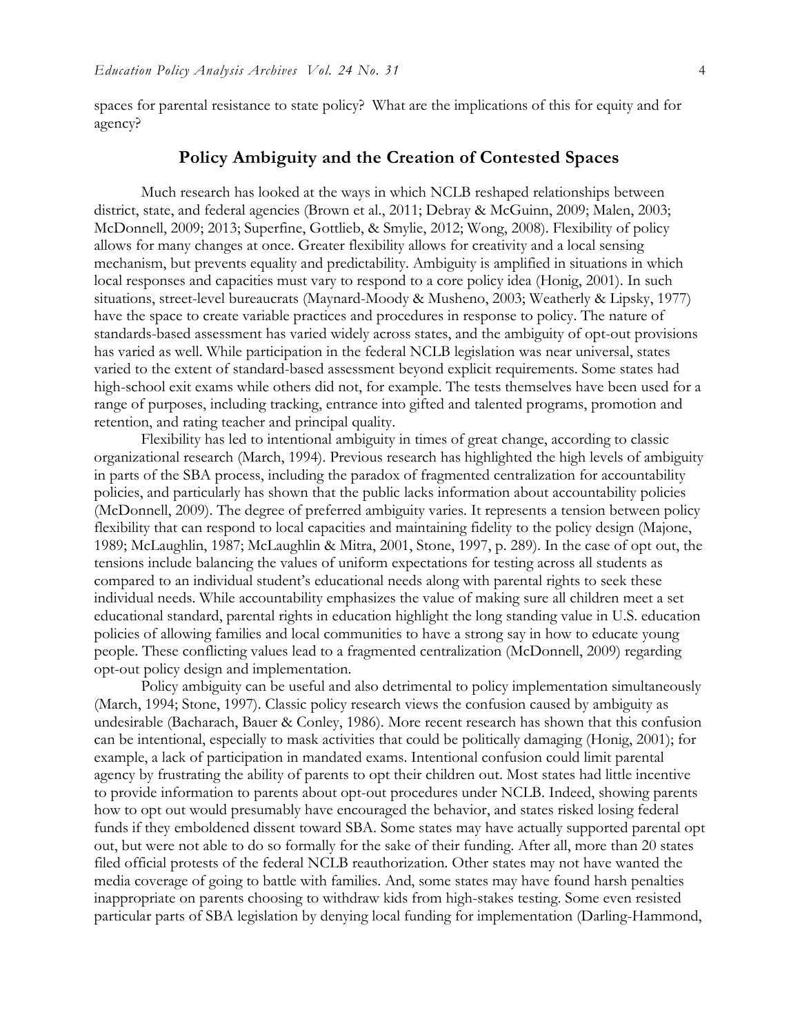spaces for parental resistance to state policy? What are the implications of this for equity and for agency?

## Policy Ambiguity and the Creation of Contested Spaces

Much research has looked at the ways in which NCLB reshaped relationships between district, state, and federal agencies (Brown et al., 2011; Debray & McGuinn, 2009; Malen, 2003; McDonnell, 2009; 2013; Superfine, Gottlieb, & Smylie, 2012; Wong, 2008). Flexibility of policy allows for many changes at once. Greater flexibility allows for creativity and a local sensing mechanism, but prevents equality and predictability. Ambiguity is amplified in situations in which local responses and capacities must vary to respond to a core policy idea (Honig, 2001). In such situations, street-level bureaucrats (Maynard-Moody & Musheno, 2003; Weatherly & Lipsky, 1977) have the space to create variable practices and procedures in response to policy. The nature of standards-based assessment has varied widely across states, and the ambiguity of opt-out provisions has varied as well. While participation in the federal NCLB legislation was near universal, states varied to the extent of standard-based assessment beyond explicit requirements. Some states had high-school exit exams while others did not, for example. The tests themselves have been used for a range of purposes, including tracking, entrance into gifted and talented programs, promotion and retention, and rating teacher and principal quality.

Flexibility has led to intentional ambiguity in times of great change, according to classic organizational research (March, 1994). Previous research has highlighted the high levels of ambiguity in parts of the SBA process, including the paradox of fragmented centralization for accountability policies, and particularly has shown that the public lacks information about accountability policies (McDonnell, 2009). The degree of preferred ambiguity varies. It represents a tension between policy flexibility that can respond to local capacities and maintaining fidelity to the policy design (Majone, 1989; McLaughlin, 1987; McLaughlin & Mitra, 2001, Stone, 1997, p. 289). In the case of opt out, the tensions include balancing the values of uniform expectations for testing across all students as compared to an individual student's educational needs along with parental rights to seek these individual needs. While accountability emphasizes the value of making sure all children meet a set educational standard, parental rights in education highlight the long standing value in U.S. education policies of allowing families and local communities to have a strong say in how to educate young people. These conflicting values lead to a fragmented centralization (McDonnell, 2009) regarding opt-out policy design and implementation.

Policy ambiguity can be useful and also detrimental to policy implementation simultaneously (March, 1994; Stone, 1997). Classic policy research views the confusion caused by ambiguity as undesirable (Bacharach, Bauer & Conley, 1986). More recent research has shown that this confusion can be intentional, especially to mask activities that could be politically damaging (Honig, 2001); for example, a lack of participation in mandated exams. Intentional confusion could limit parental agency by frustrating the ability of parents to opt their children out. Most states had little incentive to provide information to parents about opt-out procedures under NCLB. Indeed, showing parents how to opt out would presumably have encouraged the behavior, and states risked losing federal funds if they emboldened dissent toward SBA. Some states may have actually supported parental opt out, but were not able to do so formally for the sake of their funding. After all, more than 20 states filed official protests of the federal NCLB reauthorization. Other states may not have wanted the media coverage of going to battle with families. And, some states may have found harsh penalties inappropriate on parents choosing to withdraw kids from high-stakes testing. Some even resisted particular parts of SBA legislation by denying local funding for implementation (Darling-Hammond,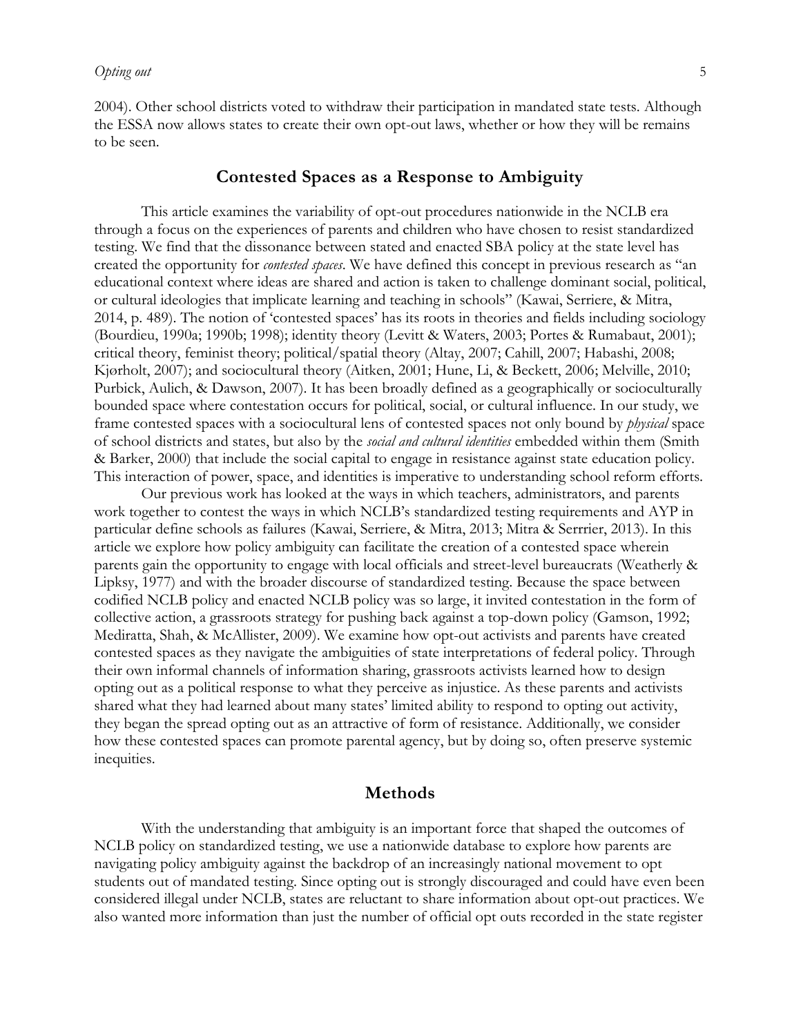2004). Other school districts voted to withdraw their participation in mandated state tests. Although the ESSA now allows states to create their own opt-out laws, whether or how they will be remains to be seen.

## Contested Spaces as a Response to Ambiguity

This article examines the variability of opt-out procedures nationwide in the NCLB era through a focus on the experiences of parents and children who have chosen to resist standardized testing. We find that the dissonance between stated and enacted SBA policy at the state level has created the opportunity for *contested spaces*. We have defined this concept in previous research as "an educational context where ideas are shared and action is taken to challenge dominant social, political, or cultural ideologies that implicate learning and teaching in schools" (Kawai, Serriere, & Mitra, 2014, p. 489). The notion of 'contested spaces' has its roots in theories and fields including sociology (Bourdieu, 1990a; 1990b; 1998); identity theory (Levitt & Waters, 2003; Portes & Rumabaut, 2001); critical theory, feminist theory; political/spatial theory (Altay, 2007; Cahill, 2007; Habashi, 2008; Kjørholt, 2007); and sociocultural theory (Aitken, 2001; Hune, Li, & Beckett, 2006; Melville, 2010; Purbick, Aulich, & Dawson, 2007). It has been broadly defined as a geographically or socioculturally bounded space where contestation occurs for political, social, or cultural influence. In our study, we frame contested spaces with a sociocultural lens of contested spaces not only bound by *physical* space of school districts and states, but also by the *social and cultural identities* embedded within them (Smith & Barker, 2000) that include the social capital to engage in resistance against state education policy. This interaction of power, space, and identities is imperative to understanding school reform efforts.

Our previous work has looked at the ways in which teachers, administrators, and parents work together to contest the ways in which NCLB's standardized testing requirements and AYP in particular define schools as failures (Kawai, Serriere, & Mitra, 2013; Mitra & Serrrier, 2013). In this article we explore how policy ambiguity can facilitate the creation of a contested space wherein parents gain the opportunity to engage with local officials and street-level bureaucrats (Weatherly & Lipksy, 1977) and with the broader discourse of standardized testing. Because the space between codified NCLB policy and enacted NCLB policy was so large, it invited contestation in the form of collective action, a grassroots strategy for pushing back against a top-down policy (Gamson, 1992; Mediratta, Shah, & McAllister, 2009). We examine how opt-out activists and parents have created contested spaces as they navigate the ambiguities of state interpretations of federal policy. Through their own informal channels of information sharing, grassroots activists learned how to design opting out as a political response to what they perceive as injustice. As these parents and activists shared what they had learned about many states' limited ability to respond to opting out activity, they began the spread opting out as an attractive of form of resistance. Additionally, we consider how these contested spaces can promote parental agency, but by doing so, often preserve systemic inequities.

## Methods

With the understanding that ambiguity is an important force that shaped the outcomes of NCLB policy on standardized testing, we use a nationwide database to explore how parents are navigating policy ambiguity against the backdrop of an increasingly national movement to opt students out of mandated testing. Since opting out is strongly discouraged and could have even been considered illegal under NCLB, states are reluctant to share information about opt-out practices. We also wanted more information than just the number of official opt outs recorded in the state register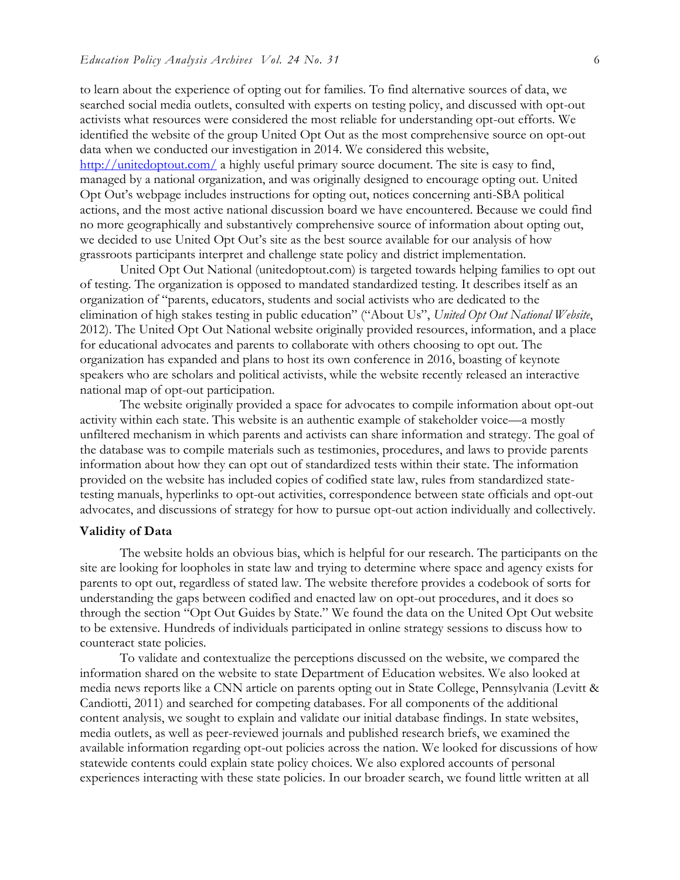to learn about the experience of opting out for families. To find alternative sources of data, we searched social media outlets, consulted with experts on testing policy, and discussed with opt-out activists what resources were considered the most reliable for understanding opt-out efforts. We identified the website of the group United Opt Out as the most comprehensive source on opt-out data when we conducted our investigation in 2014. We considered this website, http://unitedoptout.com/ a highly useful primary source document. The site is easy to find, managed by a national organization, and was originally designed to encourage opting out. United Opt Out's webpage includes instructions for opting out, notices concerning anti-SBA political actions, and the most active national discussion board we have encountered. Because we could find no more geographically and substantively comprehensive source of information about opting out, we decided to use United Opt Out's site as the best source available for our analysis of how grassroots participants interpret and challenge state policy and district implementation.

United Opt Out National (unitedoptout.com) is targeted towards helping families to opt out of testing. The organization is opposed to mandated standardized testing. It describes itself as an organization of "parents, educators, students and social activists who are dedicated to the elimination of high stakes testing in public education" ("About Us", *United Opt Out National Website*, 2012). The United Opt Out National website originally provided resources, information, and a place for educational advocates and parents to collaborate with others choosing to opt out. The organization has expanded and plans to host its own conference in 2016, boasting of keynote speakers who are scholars and political activists, while the website recently released an interactive national map of opt-out participation.

The website originally provided a space for advocates to compile information about opt-out activity within each state. This website is an authentic example of stakeholder voice—a mostly unfiltered mechanism in which parents and activists can share information and strategy. The goal of the database was to compile materials such as testimonies, procedures, and laws to provide parents information about how they can opt out of standardized tests within their state. The information provided on the website has included copies of codified state law, rules from standardized state-testing manuals, hyperlinks to opt-out activities, correspondence between state officials and opt-out advocates, and discussions of strategy for how to pursue opt-out action individually and collectively.

**Validity of Data**

The website holds an obvious bias, which is helpful for our research. The participants on the site are looking for loopholes in state law and trying to determine where space and agency exists for parents to opt out, regardless of stated law. The website therefore provides a codebook of sorts for understanding the gaps between codified and enacted law on opt-out procedures, and it does so through the section "Opt Out Guides by State." We found the data on the United Opt Out website to be extensive. Hundreds of individuals participated in online strategy sessions to discuss how to counteract state policies.

To validate and contextualize the perceptions discussed on the website, we compared the information shared on the website to state Department of Education websites. We also looked at media news reports like a CNN article on parents opting out in State College, Pennsylvania (Levitt & Candiotti, 2011) and searched for competing databases. For all components of the additional content analysis, we sought to explain and validate our initial database findings. In state websites, media outlets, as well as peer-reviewed journals and published research briefs, we examined the available information regarding opt-out policies across the nation. We looked for discussions of how statewide contents could explain state policy choices. We also explored accounts of personal experiences interacting with these state policies. In our broader search, we found little written at all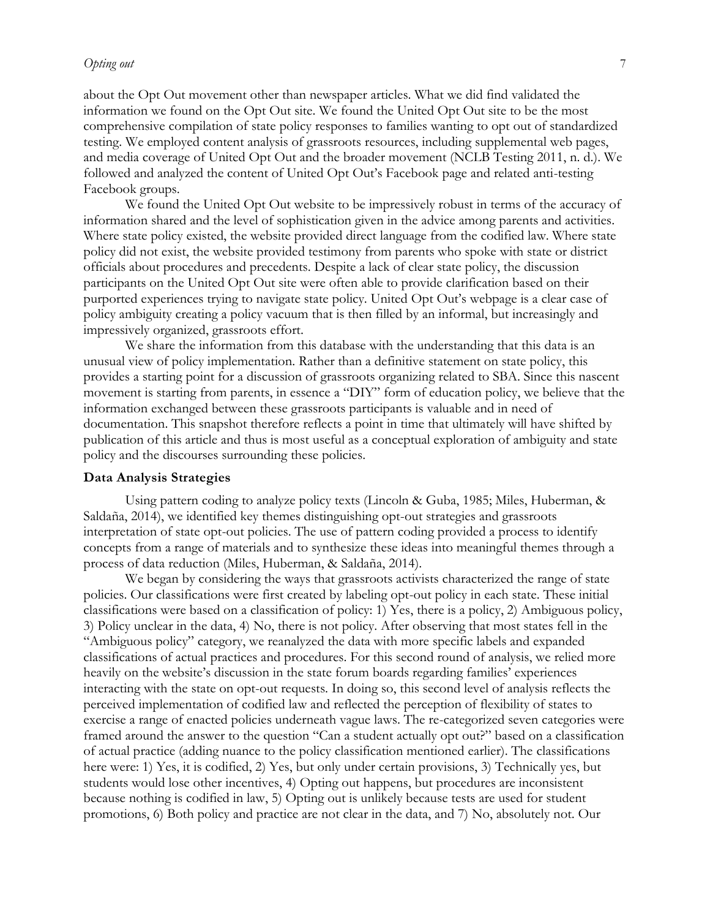about the Opt Out movement other than newspaper articles. What we did find validated the information we found on the Opt Out site. We found the United Opt Out site to be the most comprehensive compilation of state policy responses to families wanting to opt out of standardized testing. We employed content analysis of grassroots resources, including supplemental web pages, and media coverage of United Opt Out and the broader movement (NCLB Testing 2011, n. d.). We followed and analyzed the content of United Opt Out's Facebook page and related anti-testing Facebook groups.

We found the United Opt Out website to be impressively robust in terms of the accuracy of information shared and the level of sophistication given in the advice among parents and activities. Where state policy existed, the website provided direct language from the codified law. Where state policy did not exist, the website provided testimony from parents who spoke with state or district officials about procedures and precedents. Despite a lack of clear state policy, the discussion participants on the United Opt Out site were often able to provide clarification based on their purported experiences trying to navigate state policy. United Opt Out's webpage is a clear case of policy ambiguity creating a policy vacuum that is then filled by an informal, but increasingly and impressively organized, grassroots effort.

We share the information from this database with the understanding that this data is an unusual view of policy implementation. Rather than a definitive statement on state policy, this provides a starting point for a discussion of grassroots organizing related to SBA. Since this nascent movement is starting from parents, in essence a "DIY" form of education policy, we believe that the information exchanged between these grassroots participants is valuable and in need of documentation. This snapshot therefore reflects a point in time that ultimately will have shifted by publication of this article and thus is most useful as a conceptual exploration of ambiguity and state policy and the discourses surrounding these policies.

### Data Analysis Strategies

Using pattern coding to analyze policy texts (Lincoln & Guba, 1985; Miles, Huberman, & Saldaña, 2014), we identified key themes distinguishing opt-out strategies and grassroots interpretation of state opt-out policies. The use of pattern coding provided a process to identify concepts from a range of materials and to synthesize these ideas into meaningful themes through a process of data reduction (Miles, Huberman, & Saldaña, 2014).

We began by considering the ways that grassroots activists characterized the range of state policies. Our classifications were first created by labeling opt-out policy in each state. These initial classifications were based on a classification of policy: 1) Yes, there is a policy, 2) Ambiguous policy, 3) Policy unclear in the data, 4) No, there is not policy. After observing that most states fell in the "Ambiguous policy" category, we reanalyzed the data with more specific labels and expanded classifications of actual practices and procedures. For this second round of analysis, we relied more heavily on the website's discussion in the state forum boards regarding families' experiences interacting with the state on opt-out requests. In doing so, this second level of analysis reflects the perceived implementation of codified law and reflected the perception of flexibility of states to exercise a range of enacted policies underneath vague laws. The re-categorized seven categories were framed around the answer to the question "Can a student actually opt out?" based on a classification of actual practice (adding nuance to the policy classification mentioned earlier). The classifications here were: 1) Yes, it is codified, 2) Yes, but only under certain provisions, 3) Technically yes, but students would lose other incentives, 4) Opting out happens, but procedures are inconsistent because nothing is codified in law, 5) Opting out is unlikely because tests are used for student promotions, 6) Both policy and practice are not clear in the data, and 7) No, absolutely not. Our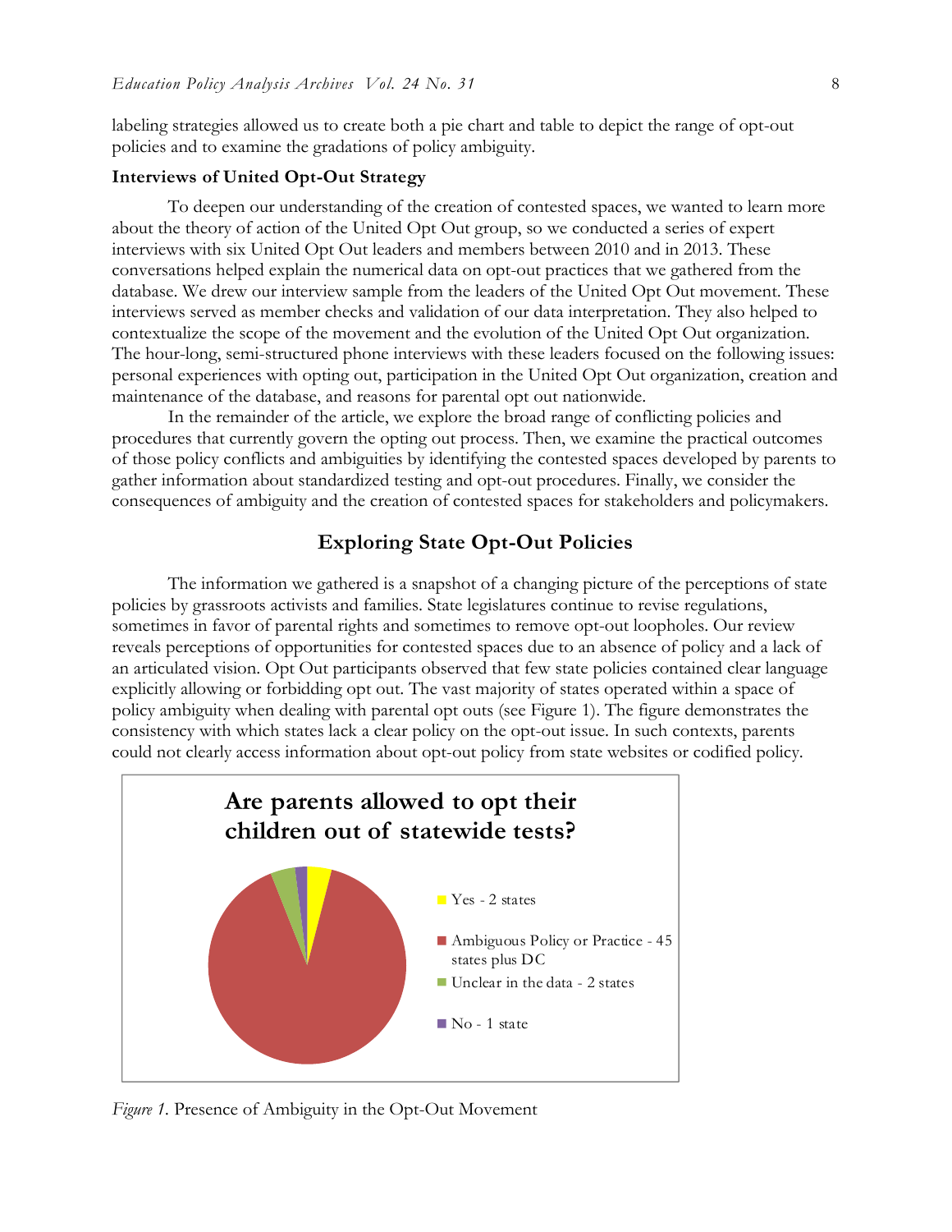labeling strategies allowed us to create both a pie chart and table to depict the range of opt-out policies and to examine the gradations of policy ambiguity.

**Interviews of United Opt-Out Strategy**

To deepen our understanding of the creation of contested spaces, we wanted to learn more about the theory of action of the United Opt Out group, so we conducted a series of expert interviews with six United Opt Out leaders and members between 2010 and in 2013. These conversations helped explain the numerical data on opt-out practices that we gathered from the database. We drew our interview sample from the leaders of the United Opt Out movement. These interviews served as member checks and validation of our data interpretation. They also helped to contextualize the scope of the movement and the evolution of the United Opt Out organization. The hour-long, semi-structured phone interviews with these leaders focused on the following issues: personal experiences with opting out, participation in the United Opt Out organization, creation and maintenance of the database, and reasons for parental opt out nationwide.

In the remainder of the article, we explore the broad range of conflicting policies and procedures that currently govern the opting out process. Then, we examine the practical outcomes of those policy conflicts and ambiguities by identifying the contested spaces developed by parents to gather information about standardized testing and opt-out procedures. Finally, we consider the consequences of ambiguity and the creation of contested spaces for stakeholders and policymakers.

## Exploring State Opt-Out Policies

The information we gathered is a snapshot of a changing picture of the perceptions of state policies by grassroots activists and families. State legislatures continue to revise regulations, sometimes in favor of parental rights and sometimes to remove opt-out loopholes. Our review reveals perceptions of opportunities for contested spaces due to an absence of policy and a lack of an articulated vision. Opt Out participants observed that few state policies contained clear language explicitly allowing or forbidding opt out. The vast majority of states operated within a space of policy ambiguity when dealing with parental opt outs (see Figure 1). The figure demonstrates the consistency with which states lack a clear policy on the opt-out issue. In such contexts, parents could not clearly access information about opt-out policy from state websites or codified policy.

**Are parents allowed to opt their children out of statewide tests?**

- Yes - 2 states
- Ambiguous Policy or Practice - 45 states plus DC
- Unclear in the data - 2 states
- No - 1 state

*Figure 1.* Presence of Ambiguity in the Opt-Out Movement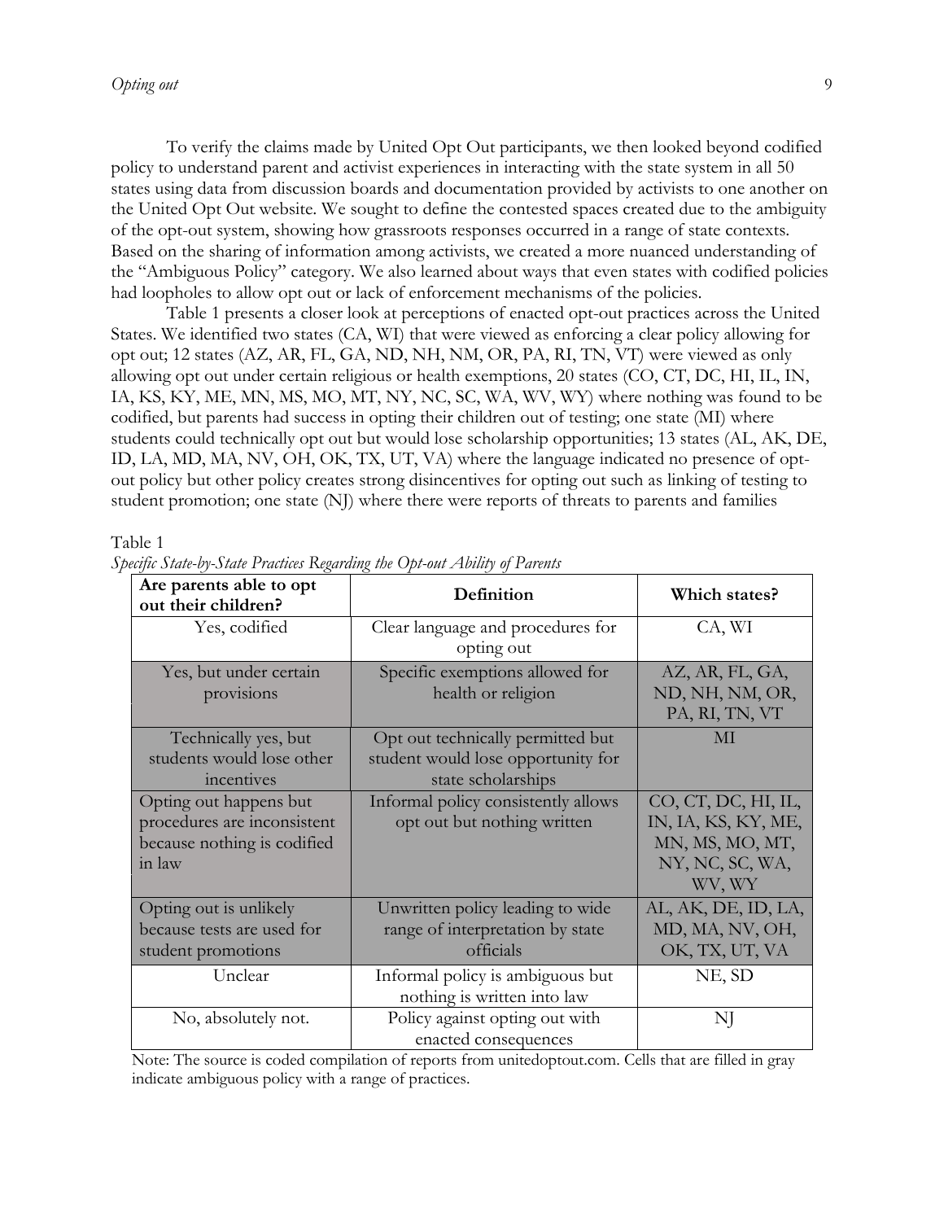To verify the claims made by United Opt Out participants, we then looked beyond codified policy to understand parent and activist experiences in interacting with the state system in all 50 states using data from discussion boards and documentation provided by activists to one another on the United Opt Out website. We sought to define the contested spaces created due to the ambiguity of the opt-out system, showing how grassroots responses occurred in a range of state contexts. Based on the sharing of information among activists, we created a more nuanced understanding of the "Ambiguous Policy" category. We also learned about ways that even states with codified policies had loopholes to allow opt out or lack of enforcement mechanisms of the policies.

Table 1 presents a closer look at perceptions of enacted opt-out practices across the United States. We identified two states (CA, WI) that were viewed as enforcing a clear policy allowing for opt out; 12 states (AZ, AR, FL, GA, ND, NH, NM, OR, PA, RI, TN, VT) were viewed as only allowing opt out under certain religious or health exemptions, 20 states (CO, CT, DC, HI, IL, IN, IA, KS, KY, ME, MN, MS, MO, MT, NY, NC, SC, WA, WV, WY) where nothing was found to be codified, but parents had success in opting their children out of testing; one state (MI) where students could technically opt out but would lose scholarship opportunities; 13 states (AL, AK, DE, ID, LA, MD, MA, NV, OH, OK, TX, UT, VA) where the language indicated no presence of opt-out policy but other policy creates strong disincentives for opting out such as linking of testing to student promotion; one state (NJ) where there were reports of threats to parents and families

Table 1

*Specific State-by-State Practices Regarding the Opt-out Ability of Parents*

| **Are parents able to opt out their children?** | **Definition** | **Which states?** |
|---|---|---|
| Yes, codified | Clear language and procedures for opting out | CA, WI |
| Yes, but under certain provisions | Specific exemptions allowed for health or religion | AZ, AR, FL, GA, ND, NH, NM, OR, PA, RI, TN, VT |
| Technically yes, but students would lose other incentives | Opt out technically permitted but student would lose opportunity for state scholarships | MI |
| Opting out happens but procedures are inconsistent because nothing is codified in law | Informal policy consistently allows opt out but nothing written | CO, CT, DC, HI, IL, IN, IA, KS, KY, ME, MN, MS, MO, MT, NY, NC, SC, WA, WV, WY |
| Opting out is unlikely because tests are used for student promotions | Unwritten policy leading to wide range of interpretation by state officials | AL, AK, DE, ID, LA, MD, MA, NV, OH, OK, TX, UT, VA |
| Unclear | Informal policy is ambiguous but nothing is written into law | NE, SD |
| No, absolutely not. | Policy against opting out with enacted consequences | NJ |

Note: The source is coded compilation of reports from unitedoptout.com. Cells that are filled in gray indicate ambiguous policy with a range of practices.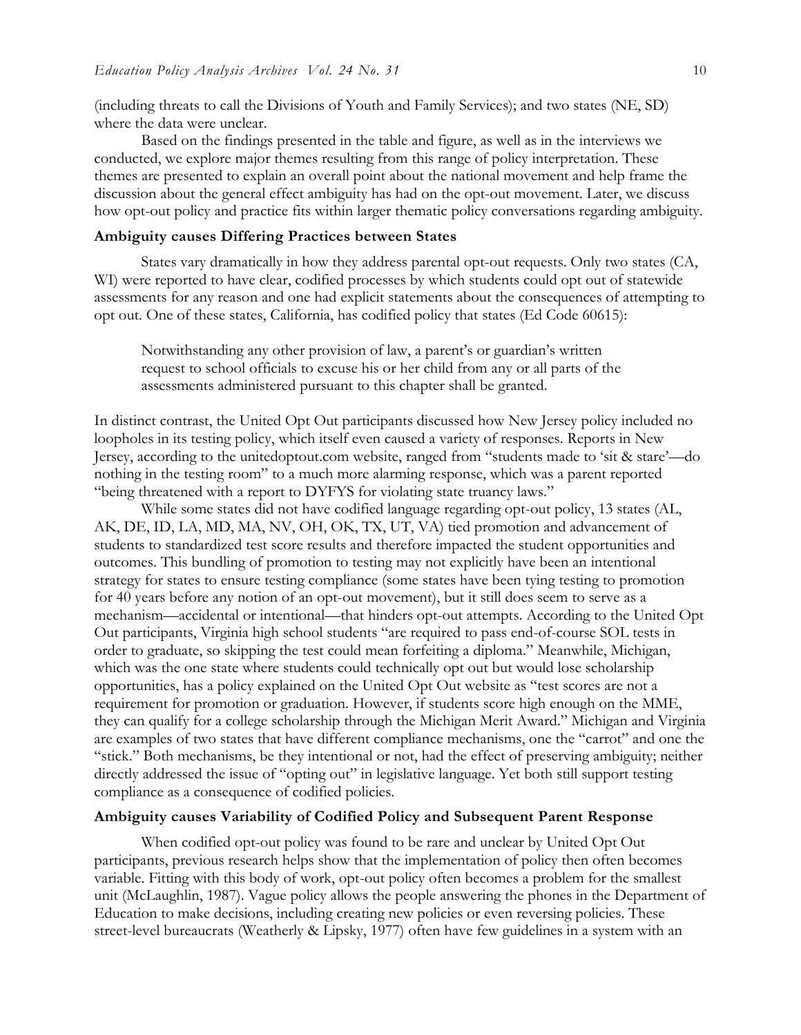(including threats to call the Divisions of Youth and Family Services); and two states (NE, SD) where the data were unclear.

Based on the findings presented in the table and figure, as well as in the interviews we conducted, we explore major themes resulting from this range of policy interpretation. These themes are presented to explain an overall point about the national movement and help frame the discussion about the general effect ambiguity has had on the opt-out movement. Later, we discuss how opt-out policy and practice fits within larger thematic policy conversations regarding ambiguity.

### Ambiguity causes Differing Practices between States

States vary dramatically in how they address parental opt-out requests. Only two states (CA, WI) were reported to have clear, codified processes by which students could opt out of statewide assessments for any reason and one had explicit statements about the consequences of attempting to opt out. One of these states, California, has codified policy that states (Ed Code 60615):

> Notwithstanding any other provision of law, a parent's or guardian's written request to school officials to excuse his or her child from any or all parts of the assessments administered pursuant to this chapter shall be granted.

In distinct contrast, the United Opt Out participants discussed how New Jersey policy included no loopholes in its testing policy, which itself even caused a variety of responses. Reports in New Jersey, according to the unitedoptout.com website, ranged from "students made to 'sit & stare'—do nothing in the testing room" to a much more alarming response, which was a parent reported "being threatened with a report to DYFYS for violating state truancy laws."

While some states did not have codified language regarding opt-out policy, 13 states (AL, AK, DE, ID, LA, MD, MA, NV, OH, OK, TX, UT, VA) tied promotion and advancement of students to standardized test score results and therefore impacted the student opportunities and outcomes. This bundling of promotion to testing may not explicitly have been an intentional strategy for states to ensure testing compliance (some states have been tying testing to promotion for 40 years before any notion of an opt-out movement), but it still does seem to serve as a mechanism—accidental or intentional—that hinders opt-out attempts. According to the United Opt Out participants, Virginia high school students "are required to pass end-of-course SOL tests in order to graduate, so skipping the test could mean forfeiting a diploma." Meanwhile, Michigan, which was the one state where students could technically opt out but would lose scholarship opportunities, has a policy explained on the United Opt Out website as "test scores are not a requirement for promotion or graduation. However, if students score high enough on the MME, they can qualify for a college scholarship through the Michigan Merit Award." Michigan and Virginia are examples of two states that have different compliance mechanisms, one the "carrot" and one the "stick." Both mechanisms, be they intentional or not, had the effect of preserving ambiguity; neither directly addressed the issue of "opting out" in legislative language. Yet both still support testing compliance as a consequence of codified policies.

### Ambiguity causes Variability of Codified Policy and Subsequent Parent Response

When codified opt-out policy was found to be rare and unclear by United Opt Out participants, previous research helps show that the implementation of policy then often becomes variable. Fitting with this body of work, opt-out policy often becomes a problem for the smallest unit (McLaughlin, 1987). Vague policy allows the people answering the phones in the Department of Education to make decisions, including creating new policies or even reversing policies. These street-level bureaucrats (Weatherly & Lipsky, 1977) often have few guidelines in a system with an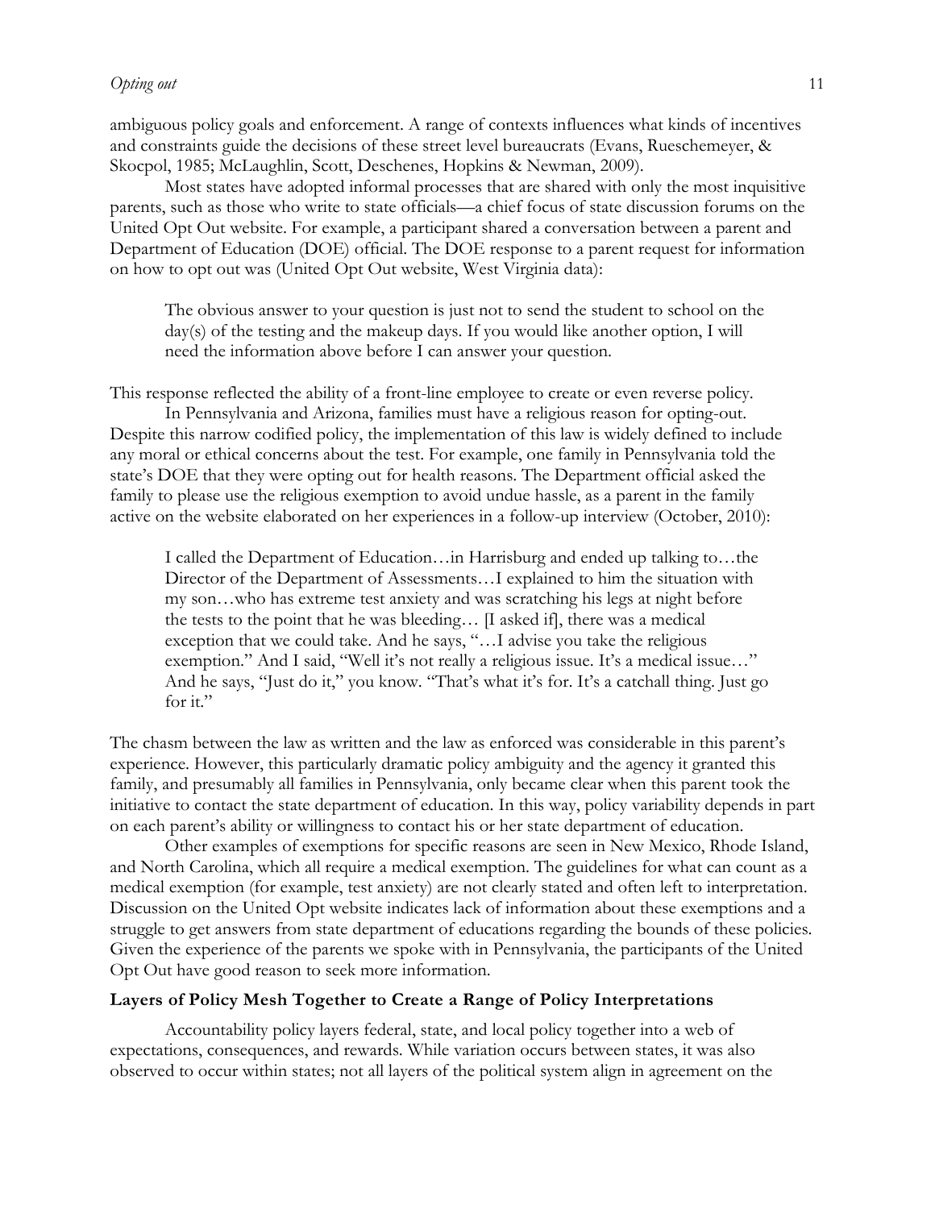ambiguous policy goals and enforcement. A range of contexts influences what kinds of incentives and constraints guide the decisions of these street level bureaucrats (Evans, Rueschemeyer, & Skocpol, 1985; McLaughlin, Scott, Deschenes, Hopkins & Newman, 2009).

Most states have adopted informal processes that are shared with only the most inquisitive parents, such as those who write to state officials—a chief focus of state discussion forums on the United Opt Out website. For example, a participant shared a conversation between a parent and Department of Education (DOE) official. The DOE response to a parent request for information on how to opt out was (United Opt Out website, West Virginia data):

> The obvious answer to your question is just not to send the student to school on the day(s) of the testing and the makeup days. If you would like another option, I will need the information above before I can answer your question.

This response reflected the ability of a front-line employee to create or even reverse policy.

In Pennsylvania and Arizona, families must have a religious reason for opting-out. Despite this narrow codified policy, the implementation of this law is widely defined to include any moral or ethical concerns about the test. For example, one family in Pennsylvania told the state's DOE that they were opting out for health reasons. The Department official asked the family to please use the religious exemption to avoid undue hassle, as a parent in the family active on the website elaborated on her experiences in a follow-up interview (October, 2010):

> I called the Department of Education…in Harrisburg and ended up talking to…the Director of the Department of Assessments…I explained to him the situation with my son…who has extreme test anxiety and was scratching his legs at night before the tests to the point that he was bleeding… [I asked if], there was a medical exception that we could take. And he says, "…I advise you take the religious exemption." And I said, "Well it's not really a religious issue. It's a medical issue…" And he says, "Just do it," you know. "That's what it's for. It's a catchall thing. Just go for it."

The chasm between the law as written and the law as enforced was considerable in this parent's experience. However, this particularly dramatic policy ambiguity and the agency it granted this family, and presumably all families in Pennsylvania, only became clear when this parent took the initiative to contact the state department of education. In this way, policy variability depends in part on each parent's ability or willingness to contact his or her state department of education.

Other examples of exemptions for specific reasons are seen in New Mexico, Rhode Island, and North Carolina, which all require a medical exemption. The guidelines for what can count as a medical exemption (for example, test anxiety) are not clearly stated and often left to interpretation. Discussion on the United Opt website indicates lack of information about these exemptions and a struggle to get answers from state department of educations regarding the bounds of these policies. Given the experience of the parents we spoke with in Pennsylvania, the participants of the United Opt Out have good reason to seek more information.

**Layers of Policy Mesh Together to Create a Range of Policy Interpretations**

Accountability policy layers federal, state, and local policy together into a web of expectations, consequences, and rewards. While variation occurs between states, it was also observed to occur within states; not all layers of the political system align in agreement on the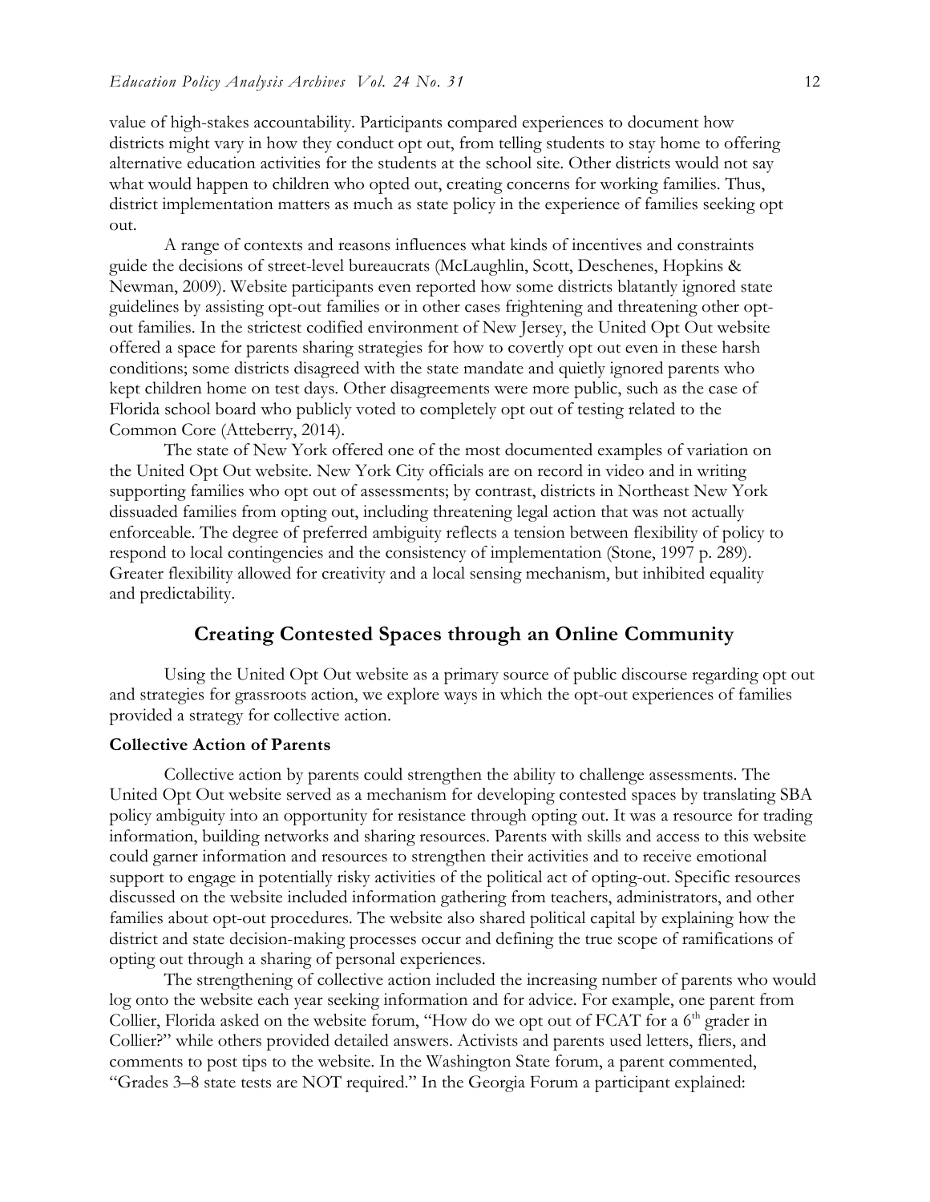value of high-stakes accountability. Participants compared experiences to document how districts might vary in how they conduct opt out, from telling students to stay home to offering alternative education activities for the students at the school site. Other districts would not say what would happen to children who opted out, creating concerns for working families. Thus, district implementation matters as much as state policy in the experience of families seeking opt out.

A range of contexts and reasons influences what kinds of incentives and constraints guide the decisions of street-level bureaucrats (McLaughlin, Scott, Deschenes, Hopkins & Newman, 2009). Website participants even reported how some districts blatantly ignored state guidelines by assisting opt-out families or in other cases frightening and threatening other opt-out families. In the strictest codified environment of New Jersey, the United Opt Out website offered a space for parents sharing strategies for how to covertly opt out even in these harsh conditions; some districts disagreed with the state mandate and quietly ignored parents who kept children home on test days. Other disagreements were more public, such as the case of Florida school board who publicly voted to completely opt out of testing related to the Common Core (Atteberry, 2014).

The state of New York offered one of the most documented examples of variation on the United Opt Out website. New York City officials are on record in video and in writing supporting families who opt out of assessments; by contrast, districts in Northeast New York dissuaded families from opting out, including threatening legal action that was not actually enforceable. The degree of preferred ambiguity reflects a tension between flexibility of policy to respond to local contingencies and the consistency of implementation (Stone, 1997 p. 289). Greater flexibility allowed for creativity and a local sensing mechanism, but inhibited equality and predictability.

## Creating Contested Spaces through an Online Community

Using the United Opt Out website as a primary source of public discourse regarding opt out and strategies for grassroots action, we explore ways in which the opt-out experiences of families provided a strategy for collective action.

### Collective Action of Parents

Collective action by parents could strengthen the ability to challenge assessments. The United Opt Out website served as a mechanism for developing contested spaces by translating SBA policy ambiguity into an opportunity for resistance through opting out. It was a resource for trading information, building networks and sharing resources. Parents with skills and access to this website could garner information and resources to strengthen their activities and to receive emotional support to engage in potentially risky activities of the political act of opting-out. Specific resources discussed on the website included information gathering from teachers, administrators, and other families about opt-out procedures. The website also shared political capital by explaining how the district and state decision-making processes occur and defining the true scope of ramifications of opting out through a sharing of personal experiences.

The strengthening of collective action included the increasing number of parents who would log onto the website each year seeking information and for advice. For example, one parent from Collier, Florida asked on the website forum, "How do we opt out of FCAT for a 6th grader in Collier?" while others provided detailed answers. Activists and parents used letters, fliers, and comments to post tips to the website. In the Washington State forum, a parent commented, "Grades 3–8 state tests are NOT required." In the Georgia Forum a participant explained: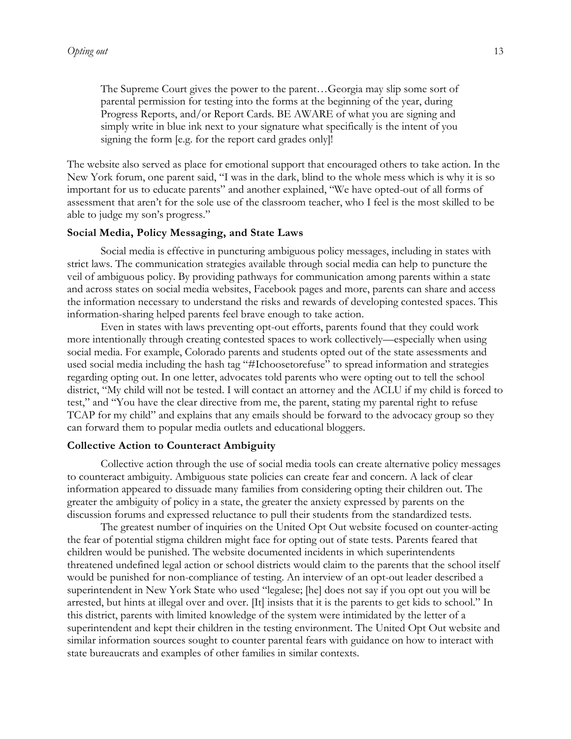> The Supreme Court gives the power to the parent…Georgia may slip some sort of parental permission for testing into the forms at the beginning of the year, during Progress Reports, and/or Report Cards. BE AWARE of what you are signing and simply write in blue ink next to your signature what specifically is the intent of you signing the form [e.g. for the report card grades only]!

The website also served as place for emotional support that encouraged others to take action. In the New York forum, one parent said, "I was in the dark, blind to the whole mess which is why it is so important for us to educate parents" and another explained, "We have opted-out of all forms of assessment that aren't for the sole use of the classroom teacher, who I feel is the most skilled to be able to judge my son's progress."

**Social Media, Policy Messaging, and State Laws**

Social media is effective in puncturing ambiguous policy messages, including in states with strict laws. The communication strategies available through social media can help to puncture the veil of ambiguous policy. By providing pathways for communication among parents within a state and across states on social media websites, Facebook pages and more, parents can share and access the information necessary to understand the risks and rewards of developing contested spaces. This information-sharing helped parents feel brave enough to take action.

Even in states with laws preventing opt-out efforts, parents found that they could work more intentionally through creating contested spaces to work collectively—especially when using social media. For example, Colorado parents and students opted out of the state assessments and used social media including the hash tag "#Ichoosetorefuse" to spread information and strategies regarding opting out. In one letter, advocates told parents who were opting out to tell the school district, "My child will not be tested. I will contact an attorney and the ACLU if my child is forced to test," and "You have the clear directive from me, the parent, stating my parental right to refuse TCAP for my child" and explains that any emails should be forward to the advocacy group so they can forward them to popular media outlets and educational bloggers.

**Collective Action to Counteract Ambiguity**

Collective action through the use of social media tools can create alternative policy messages to counteract ambiguity. Ambiguous state policies can create fear and concern. A lack of clear information appeared to dissuade many families from considering opting their children out. The greater the ambiguity of policy in a state, the greater the anxiety expressed by parents on the discussion forums and expressed reluctance to pull their students from the standardized tests.

The greatest number of inquiries on the United Opt Out website focused on counter-acting the fear of potential stigma children might face for opting out of state tests. Parents feared that children would be punished. The website documented incidents in which superintendents threatened undefined legal action or school districts would claim to the parents that the school itself would be punished for non-compliance of testing. An interview of an opt-out leader described a superintendent in New York State who used "legalese; [he] does not say if you opt out you will be arrested, but hints at illegal over and over. [It] insists that it is the parents to get kids to school." In this district, parents with limited knowledge of the system were intimidated by the letter of a superintendent and kept their children in the testing environment. The United Opt Out website and similar information sources sought to counter parental fears with guidance on how to interact with state bureaucrats and examples of other families in similar contexts.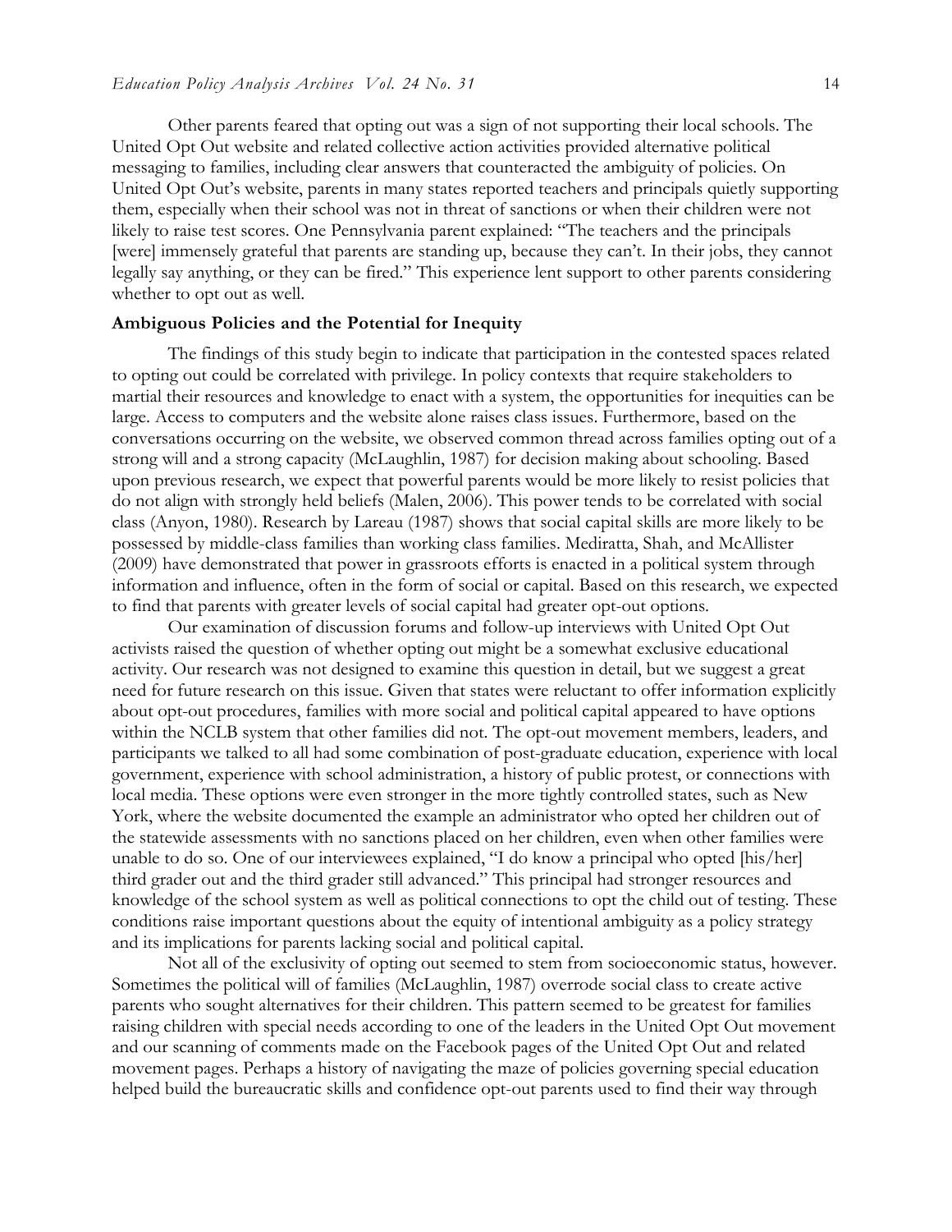Other parents feared that opting out was a sign of not supporting their local schools. The United Opt Out website and related collective action activities provided alternative political messaging to families, including clear answers that counteracted the ambiguity of policies. On United Opt Out's website, parents in many states reported teachers and principals quietly supporting them, especially when their school was not in threat of sanctions or when their children were not likely to raise test scores. One Pennsylvania parent explained: "The teachers and the principals [were] immensely grateful that parents are standing up, because they can't. In their jobs, they cannot legally say anything, or they can be fired." This experience lent support to other parents considering whether to opt out as well.

### Ambiguous Policies and the Potential for Inequity

The findings of this study begin to indicate that participation in the contested spaces related to opting out could be correlated with privilege. In policy contexts that require stakeholders to martial their resources and knowledge to enact with a system, the opportunities for inequities can be large. Access to computers and the website alone raises class issues. Furthermore, based on the conversations occurring on the website, we observed common thread across families opting out of a strong will and a strong capacity (McLaughlin, 1987) for decision making about schooling. Based upon previous research, we expect that powerful parents would be more likely to resist policies that do not align with strongly held beliefs (Malen, 2006). This power tends to be correlated with social class (Anyon, 1980). Research by Lareau (1987) shows that social capital skills are more likely to be possessed by middle-class families than working class families. Mediratta, Shah, and McAllister (2009) have demonstrated that power in grassroots efforts is enacted in a political system through information and influence, often in the form of social or capital. Based on this research, we expected to find that parents with greater levels of social capital had greater opt-out options.

Our examination of discussion forums and follow-up interviews with United Opt Out activists raised the question of whether opting out might be a somewhat exclusive educational activity. Our research was not designed to examine this question in detail, but we suggest a great need for future research on this issue. Given that states were reluctant to offer information explicitly about opt-out procedures, families with more social and political capital appeared to have options within the NCLB system that other families did not. The opt-out movement members, leaders, and participants we talked to all had some combination of post-graduate education, experience with local government, experience with school administration, a history of public protest, or connections with local media. These options were even stronger in the more tightly controlled states, such as New York, where the website documented the example an administrator who opted her children out of the statewide assessments with no sanctions placed on her children, even when other families were unable to do so. One of our interviewees explained, "I do know a principal who opted [his/her] third grader out and the third grader still advanced." This principal had stronger resources and knowledge of the school system as well as political connections to opt the child out of testing. These conditions raise important questions about the equity of intentional ambiguity as a policy strategy and its implications for parents lacking social and political capital.

Not all of the exclusivity of opting out seemed to stem from socioeconomic status, however. Sometimes the political will of families (McLaughlin, 1987) overrode social class to create active parents who sought alternatives for their children. This pattern seemed to be greatest for families raising children with special needs according to one of the leaders in the United Opt Out movement and our scanning of comments made on the Facebook pages of the United Opt Out and related movement pages. Perhaps a history of navigating the maze of policies governing special education helped build the bureaucratic skills and confidence opt-out parents used to find their way through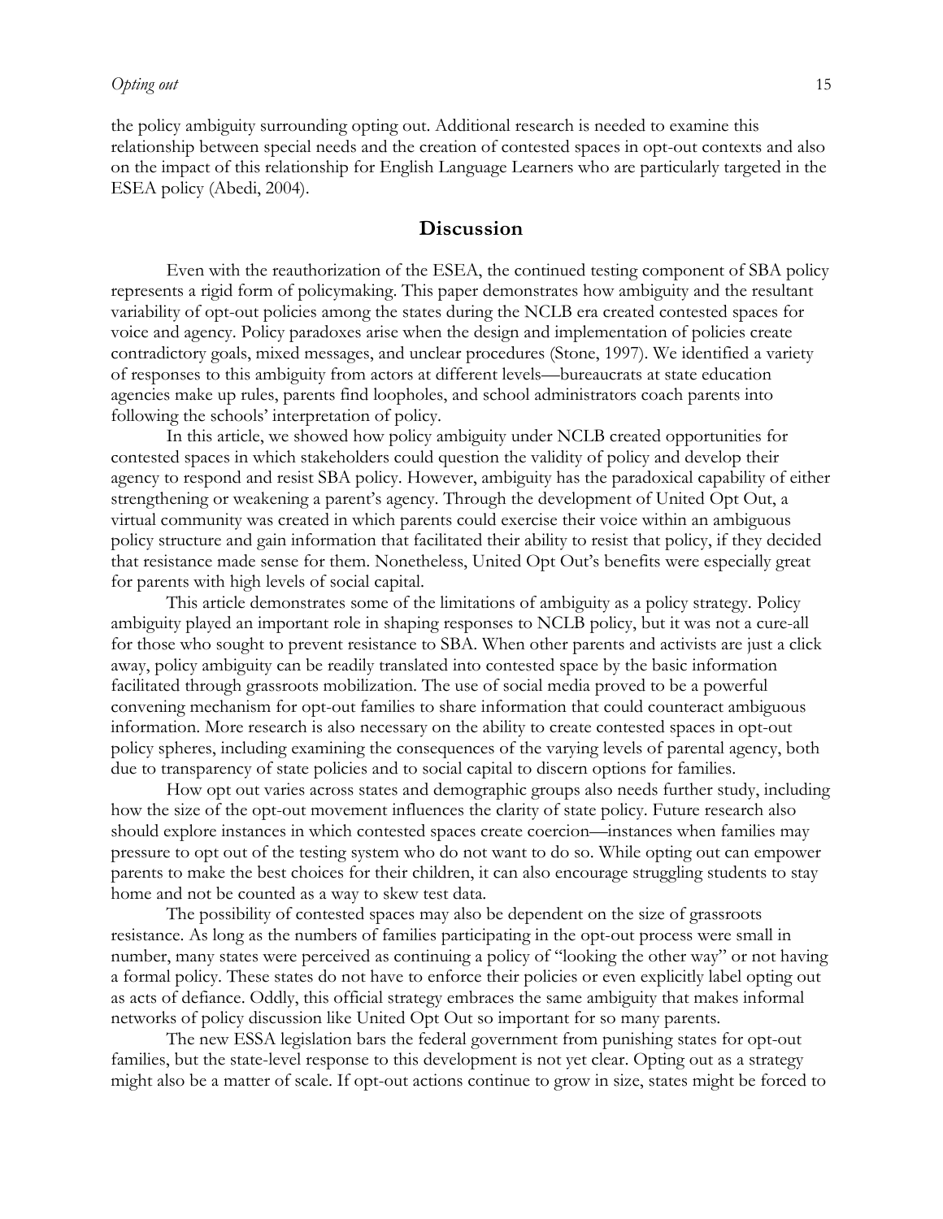the policy ambiguity surrounding opting out. Additional research is needed to examine this relationship between special needs and the creation of contested spaces in opt-out contexts and also on the impact of this relationship for English Language Learners who are particularly targeted in the ESEA policy (Abedi, 2004).

## Discussion

Even with the reauthorization of the ESEA, the continued testing component of SBA policy represents a rigid form of policymaking. This paper demonstrates how ambiguity and the resultant variability of opt-out policies among the states during the NCLB era created contested spaces for voice and agency. Policy paradoxes arise when the design and implementation of policies create contradictory goals, mixed messages, and unclear procedures (Stone, 1997). We identified a variety of responses to this ambiguity from actors at different levels—bureaucrats at state education agencies make up rules, parents find loopholes, and school administrators coach parents into following the schools' interpretation of policy.

In this article, we showed how policy ambiguity under NCLB created opportunities for contested spaces in which stakeholders could question the validity of policy and develop their agency to respond and resist SBA policy. However, ambiguity has the paradoxical capability of either strengthening or weakening a parent's agency. Through the development of United Opt Out, a virtual community was created in which parents could exercise their voice within an ambiguous policy structure and gain information that facilitated their ability to resist that policy, if they decided that resistance made sense for them. Nonetheless, United Opt Out's benefits were especially great for parents with high levels of social capital.

This article demonstrates some of the limitations of ambiguity as a policy strategy. Policy ambiguity played an important role in shaping responses to NCLB policy, but it was not a cure-all for those who sought to prevent resistance to SBA. When other parents and activists are just a click away, policy ambiguity can be readily translated into contested space by the basic information facilitated through grassroots mobilization. The use of social media proved to be a powerful convening mechanism for opt-out families to share information that could counteract ambiguous information. More research is also necessary on the ability to create contested spaces in opt-out policy spheres, including examining the consequences of the varying levels of parental agency, both due to transparency of state policies and to social capital to discern options for families.

How opt out varies across states and demographic groups also needs further study, including how the size of the opt-out movement influences the clarity of state policy. Future research also should explore instances in which contested spaces create coercion—instances when families may pressure to opt out of the testing system who do not want to do so. While opting out can empower parents to make the best choices for their children, it can also encourage struggling students to stay home and not be counted as a way to skew test data.

The possibility of contested spaces may also be dependent on the size of grassroots resistance. As long as the numbers of families participating in the opt-out process were small in number, many states were perceived as continuing a policy of "looking the other way" or not having a formal policy. These states do not have to enforce their policies or even explicitly label opting out as acts of defiance. Oddly, this official strategy embraces the same ambiguity that makes informal networks of policy discussion like United Opt Out so important for so many parents.

The new ESSA legislation bars the federal government from punishing states for opt-out families, but the state-level response to this development is not yet clear. Opting out as a strategy might also be a matter of scale. If opt-out actions continue to grow in size, states might be forced to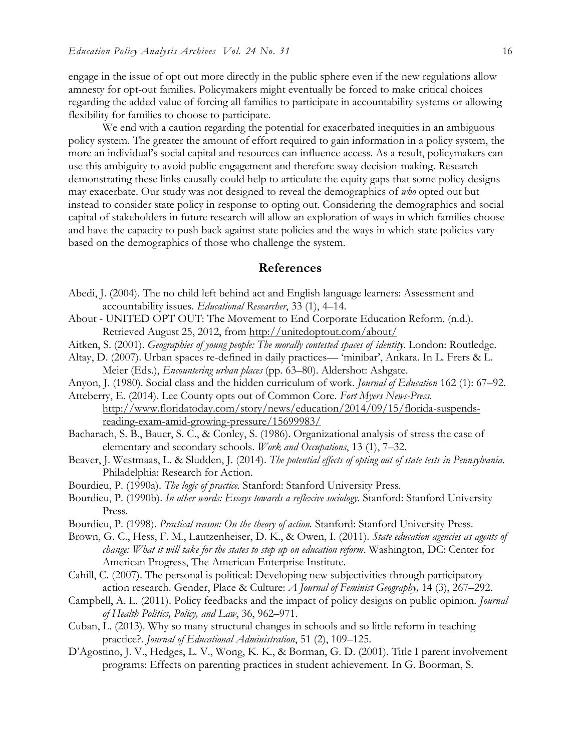engage in the issue of opt out more directly in the public sphere even if the new regulations allow amnesty for opt-out families. Policymakers might eventually be forced to make critical choices regarding the added value of forcing all families to participate in accountability systems or allowing flexibility for families to choose to participate.

We end with a caution regarding the potential for exacerbated inequities in an ambiguous policy system. The greater the amount of effort required to gain information in a policy system, the more an individual's social capital and resources can influence access. As a result, policymakers can use this ambiguity to avoid public engagement and therefore sway decision-making. Research demonstrating these links causally could help to articulate the equity gaps that some policy designs may exacerbate. Our study was not designed to reveal the demographics of *who* opted out but instead to consider state policy in response to opting out. Considering the demographics and social capital of stakeholders in future research will allow an exploration of ways in which families choose and have the capacity to push back against state policies and the ways in which state policies vary based on the demographics of those who challenge the system.

## References

Abedi, J. (2004). The no child left behind act and English language learners: Assessment and accountability issues. *Educational Researcher*, 33 (1), 4–14.

About - UNITED OPT OUT: The Movement to End Corporate Education Reform. (n.d.). Retrieved August 25, 2012, from http://unitedoptout.com/about/

Aitken, S. (2001). *Geographies of young people: The morally contested spaces of identity.* London: Routledge.

Altay, D. (2007). Urban spaces re-defined in daily practices— 'minibar', Ankara. In L. Frers & L. Meier (Eds.), *Encountering urban places* (pp. 63–80). Aldershot: Ashgate.

Anyon, J. (1980). Social class and the hidden curriculum of work. *Journal of Education* 162 (1): 67–92.

Atteberry, E. (2014). Lee County opts out of Common Core. *Fort Myers News-Press.* http://www.floridatoday.com/story/news/education/2014/09/15/florida-suspends-reading-exam-amid-growing-pressure/15699983/

Bacharach, S. B., Bauer, S. C., & Conley, S. (1986). Organizational analysis of stress the case of elementary and secondary schools. *Work and Occupations*, 13 (1), 7–32.

Beaver, J. Westmaas, L. & Sludden, J. (2014). *The potential effects of opting out of state tests in Pennsylvania.* Philadelphia: Research for Action.

Bourdieu, P. (1990a). *The logic of practice.* Stanford: Stanford University Press.

Bourdieu, P. (1990b). *In other words: Essays towards a reflexive sociology.* Stanford: Stanford University Press.

Bourdieu, P. (1998). *Practical reason: On the theory of action.* Stanford: Stanford University Press.

Brown, G. C., Hess, F. M., Lautzenheiser, D. K., & Owen, I. (2011). *State education agencies as agents of change: What it will take for the states to step up on education reform*. Washington, DC: Center for American Progress, The American Enterprise Institute.

Cahill, C. (2007). The personal is political: Developing new subjectivities through participatory action research. Gender, Place & Culture: *A Journal of Feminist Geography,* 14 (3), 267–292.

Campbell, A. L. (2011). Policy feedbacks and the impact of policy designs on public opinion. *Journal of Health Politics, Policy, and Law*, 36, 962–971.

Cuban, L. (2013). Why so many structural changes in schools and so little reform in teaching practice?. *Journal of Educational Administration*, 51 (2), 109–125.

D'Agostino, J. V., Hedges, L. V., Wong, K. K., & Borman, G. D. (2001). Title I parent involvement programs: Effects on parenting practices in student achievement. In G. Boorman, S.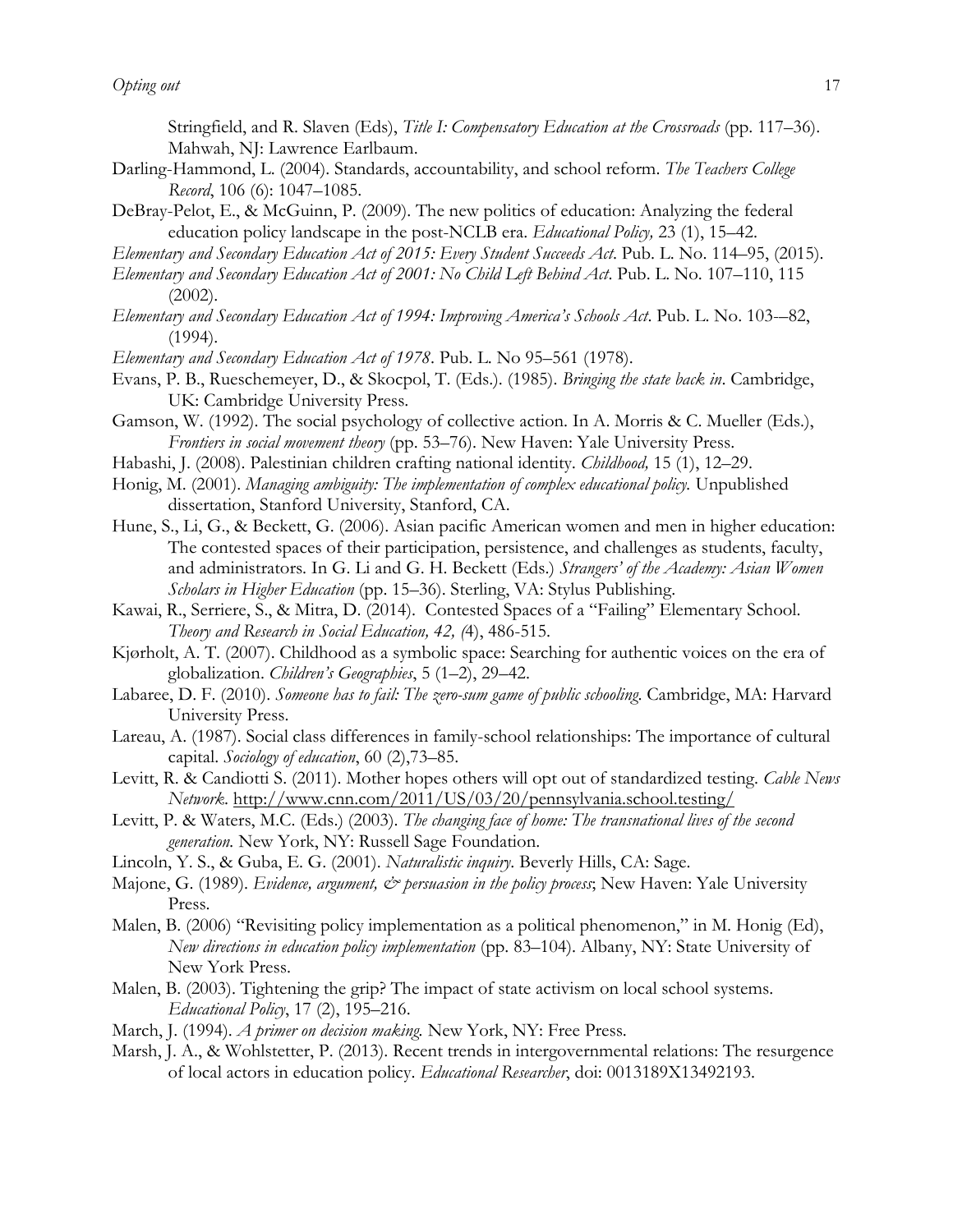Stringfield, and R. Slaven (Eds), *Title I: Compensatory Education at the Crossroads* (pp. 117–36). Mahwah, NJ: Lawrence Earlbaum.

Darling-Hammond, L. (2004). Standards, accountability, and school reform. *The Teachers College Record*, 106 (6): 1047–1085.

DeBray-Pelot, E., & McGuinn, P. (2009). The new politics of education: Analyzing the federal education policy landscape in the post-NCLB era. *Educational Policy,* 23 (1), 15–42.

*Elementary and Secondary Education Act of 2015: Every Student Succeeds Act*. Pub. L. No. 114–95, (2015).

*Elementary and Secondary Education Act of 2001: No Child Left Behind Act*. Pub. L. No. 107–110, 115 (2002).

*Elementary and Secondary Education Act of 1994: Improving America's Schools Act*. Pub. L. No. 103-–82, (1994).

*Elementary and Secondary Education Act of 1978*. Pub. L. No 95–561 (1978).

Evans, P. B., Rueschemeyer, D., & Skocpol, T. (Eds.). (1985). *Bringing the state back in*. Cambridge, UK: Cambridge University Press.

Gamson, W. (1992). The social psychology of collective action. In A. Morris & C. Mueller (Eds.), *Frontiers in social movement theory* (pp. 53–76). New Haven: Yale University Press.

Habashi, J. (2008). Palestinian children crafting national identity. *Childhood,* 15 (1), 12–29.

Honig, M. (2001). *Managing ambiguity: The implementation of complex educational policy.* Unpublished dissertation, Stanford University, Stanford, CA.

Hune, S., Li, G., & Beckett, G. (2006). Asian pacific American women and men in higher education: The contested spaces of their participation, persistence, and challenges as students, faculty, and administrators. In G. Li and G. H. Beckett (Eds.) *Strangers' of the Academy: Asian Women Scholars in Higher Education* (pp. 15–36). Sterling, VA: Stylus Publishing.

Kawai, R., Serriere, S., & Mitra, D. (2014). Contested Spaces of a "Failing" Elementary School. *Theory and Research in Social Education, 42, (*4), 486-515.

Kjørholt, A. T. (2007). Childhood as a symbolic space: Searching for authentic voices on the era of globalization. *Children's Geographies*, 5 (1–2), 29–42.

Labaree, D. F. (2010). *Someone has to fail: The zero-sum game of public schooling*. Cambridge, MA: Harvard University Press.

Lareau, A. (1987). Social class differences in family-school relationships: The importance of cultural capital. *Sociology of education*, 60 (2),73–85.

Levitt, R. & Candiotti S. (2011). Mother hopes others will opt out of standardized testing. *Cable News Network*. http://www.cnn.com/2011/US/03/20/pennsylvania.school.testing/

Levitt, P. & Waters, M.C. (Eds.) (2003). *The changing face of home: The transnational lives of the second generation.* New York, NY: Russell Sage Foundation.

Lincoln, Y. S., & Guba, E. G. (2001). *Naturalistic inquiry*. Beverly Hills, CA: Sage.

Majone, G. (1989). *Evidence, argument, & persuasion in the policy process*; New Haven: Yale University Press.

Malen, B. (2006) "Revisiting policy implementation as a political phenomenon," in M. Honig (Ed), *New directions in education policy implementation* (pp. 83–104). Albany, NY: State University of New York Press.

Malen, B. (2003). Tightening the grip? The impact of state activism on local school systems. *Educational Policy*, 17 (2), 195–216.

March, J. (1994). *A primer on decision making.* New York, NY: Free Press.

Marsh, J. A., & Wohlstetter, P. (2013). Recent trends in intergovernmental relations: The resurgence of local actors in education policy. *Educational Researcher*, doi: 0013189X13492193.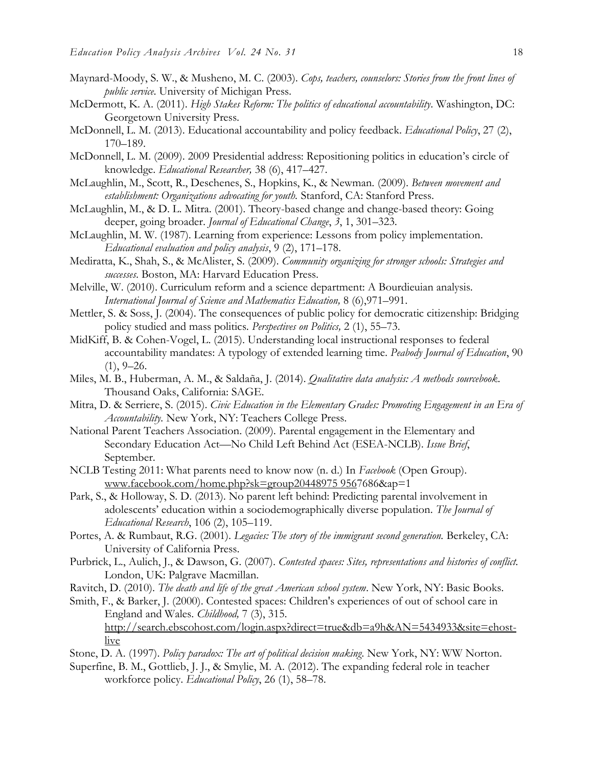Maynard-Moody, S. W., & Musheno, M. C. (2003). *Cops, teachers, counselors: Stories from the front lines of public service*. University of Michigan Press.

McDermott, K. A. (2011). *High Stakes Reform: The politics of educational accountability*. Washington, DC: Georgetown University Press.

McDonnell, L. M. (2013). Educational accountability and policy feedback. *Educational Policy*, 27 (2), 170–189.

McDonnell, L. M. (2009). 2009 Presidential address: Repositioning politics in education's circle of knowledge. *Educational Researcher,* 38 (6), 417–427.

McLaughlin, M., Scott, R., Deschenes, S., Hopkins, K., & Newman. (2009). *Between movement and establishment: Organizations advocating for youth.* Stanford, CA: Stanford Press.

McLaughlin, M., & D. L. Mitra. (2001). Theory-based change and change-based theory: Going deeper, going broader. *Journal of Educational Change*, *3*, 1, 301–323.

McLaughlin, M. W. (1987). Learning from experience: Lessons from policy implementation. *Educational evaluation and policy analysis*, 9 (2), 171–178.

Mediratta, K., Shah, S., & McAlister, S. (2009). *Community organizing for stronger schools: Strategies and successes*. Boston, MA: Harvard Education Press.

Melville, W. (2010). Curriculum reform and a science department: A Bourdieuian analysis. *International Journal of Science and Mathematics Education,* 8 (6),971–991.

Mettler, S. & Soss, J. (2004). The consequences of public policy for democratic citizenship: Bridging policy studied and mass politics. *Perspectives on Politics,* 2 (1), 55–73.

MidKiff, B. & Cohen-Vogel, L. (2015). Understanding local instructional responses to federal accountability mandates: A typology of extended learning time. *Peabody Journal of Education*, 90 (1), 9–26.

Miles, M. B., Huberman, A. M., & Saldaña, J. (2014). *Qualitative data analysis: A methods sourcebook*. Thousand Oaks, California: SAGE.

Mitra, D. & Serriere, S. (2015). *Civic Education in the Elementary Grades: Promoting Engagement in an Era of Accountability*. New York, NY: Teachers College Press.

National Parent Teachers Association. (2009). Parental engagement in the Elementary and Secondary Education Act—No Child Left Behind Act (ESEA-NCLB). *Issue Brief*, September.

NCLB Testing 2011: What parents need to know now (n. d.) In *Facebook* (Open Group). www.facebook.com/home.php?sk=group20448975 9567686&ap=1

Park, S., & Holloway, S. D. (2013). No parent left behind: Predicting parental involvement in adolescents' education within a sociodemographically diverse population. *The Journal of Educational Research*, 106 (2), 105–119.

Portes, A. & Rumbaut, R.G. (2001). *Legacies: The story of the immigrant second generation.* Berkeley, CA: University of California Press.

Purbrick, L., Aulich, J., & Dawson, G. (2007). *Contested spaces: Sites, representations and histories of conflict.* London, UK: Palgrave Macmillan.

Ravitch, D. (2010). *The death and life of the great American school system*. New York, NY: Basic Books.

Smith, F., & Barker, J. (2000). Contested spaces: Children's experiences of out of school care in England and Wales. *Childhood,* 7 (3), 315. http://search.ebscohost.com/login.aspx?direct=true&db=a9h&AN=5434933&site=ehost-live

Stone, D. A. (1997). *Policy paradox: The art of political decision making*. New York, NY: WW Norton.

Superfine, B. M., Gottlieb, J. J., & Smylie, M. A. (2012). The expanding federal role in teacher workforce policy. *Educational Policy*, 26 (1), 58–78.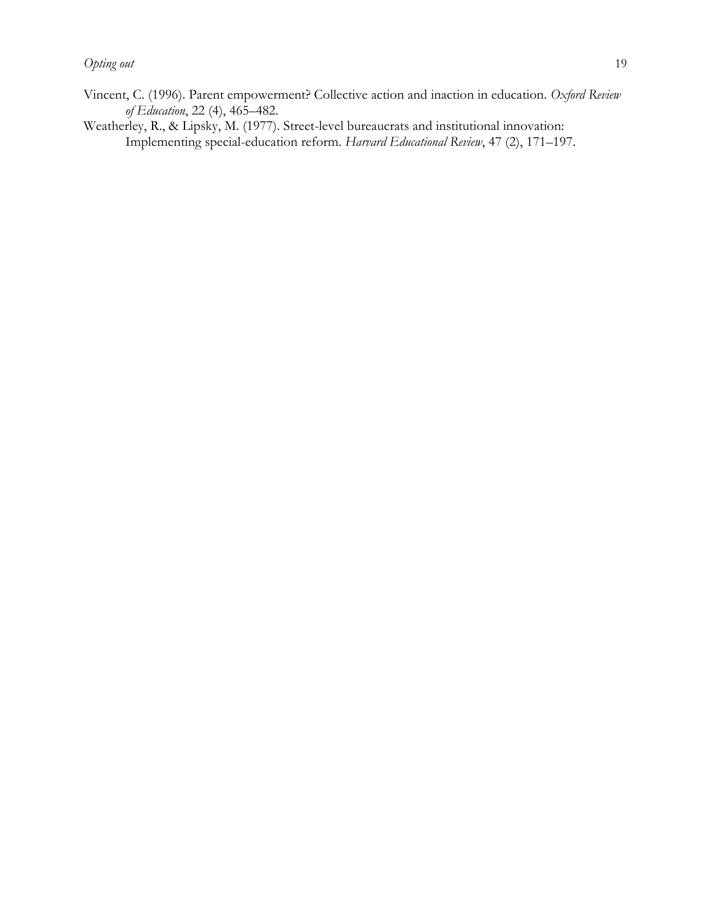Vincent, C. (1996). Parent empowerment? Collective action and inaction in education. *Oxford Review of Education*, 22 (4), 465–482.

Weatherley, R., & Lipsky, M. (1977). Street-level bureaucrats and institutional innovation: Implementing special-education reform. *Harvard Educational Review*, 47 (2), 171–197.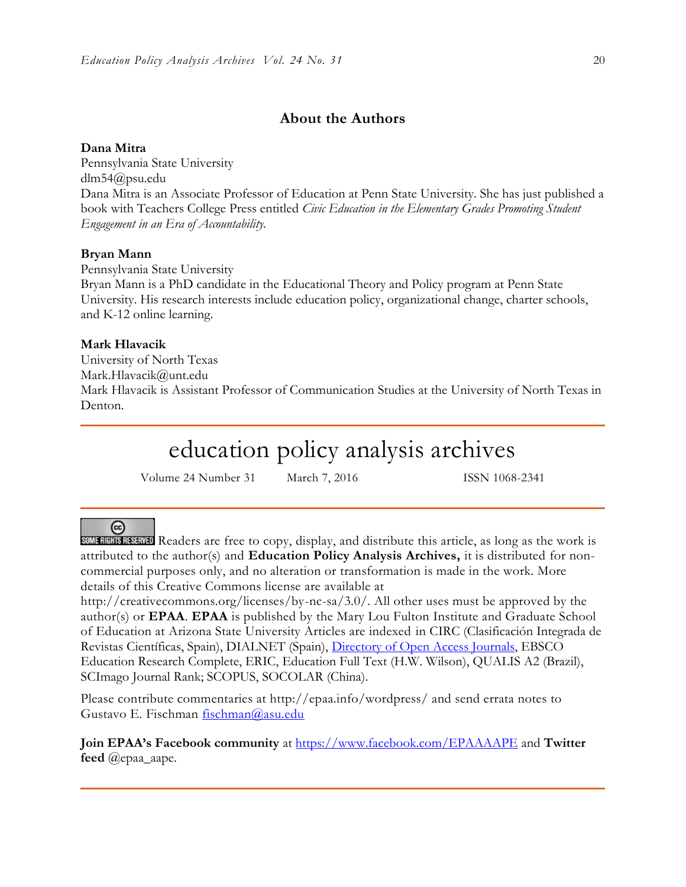## About the Authors

**Dana Mitra**
Pennsylvania State University
dlm54@psu.edu
Dana Mitra is an Associate Professor of Education at Penn State University. She has just published a book with Teachers College Press entitled *Civic Education in the Elementary Grades Promoting Student Engagement in an Era of Accountability.*

**Bryan Mann**
Pennsylvania State University
Bryan Mann is a PhD candidate in the Educational Theory and Policy program at Penn State University. His research interests include education policy, organizational change, charter schools, and K-12 online learning.

**Mark Hlavacik**
University of North Texas
Mark.Hlavacik@unt.edu
Mark Hlavacik is Assistant Professor of Communication Studies at the University of North Texas in Denton.

---

# education policy analysis archives

Volume 24 Number 31 March 7, 2016 ISSN 1068-2341

---

SOME RIGHTS RESERVED Readers are free to copy, display, and distribute this article, as long as the work is attributed to the author(s) and **Education Policy Analysis Archives,** it is distributed for non-commercial purposes only, and no alteration or transformation is made in the work. More details of this Creative Commons license are available at http://creativecommons.org/licenses/by-nc-sa/3.0/. All other uses must be approved by the author(s) or **EPAA**. **EPAA** is published by the Mary Lou Fulton Institute and Graduate School of Education at Arizona State University Articles are indexed in CIRC (Clasificación Integrada de Revistas Científicas, Spain), DIALNET (Spain), Directory of Open Access Journals, EBSCO Education Research Complete, ERIC, Education Full Text (H.W. Wilson), QUALIS A2 (Brazil), SCImago Journal Rank; SCOPUS, SOCOLAR (China).

Please contribute commentaries at http://epaa.info/wordpress/ and send errata notes to Gustavo E. Fischman fischman@asu.edu

**Join EPAA's Facebook community** at https://www.facebook.com/EPAAAAPE and **Twitter feed** @epaa_aape.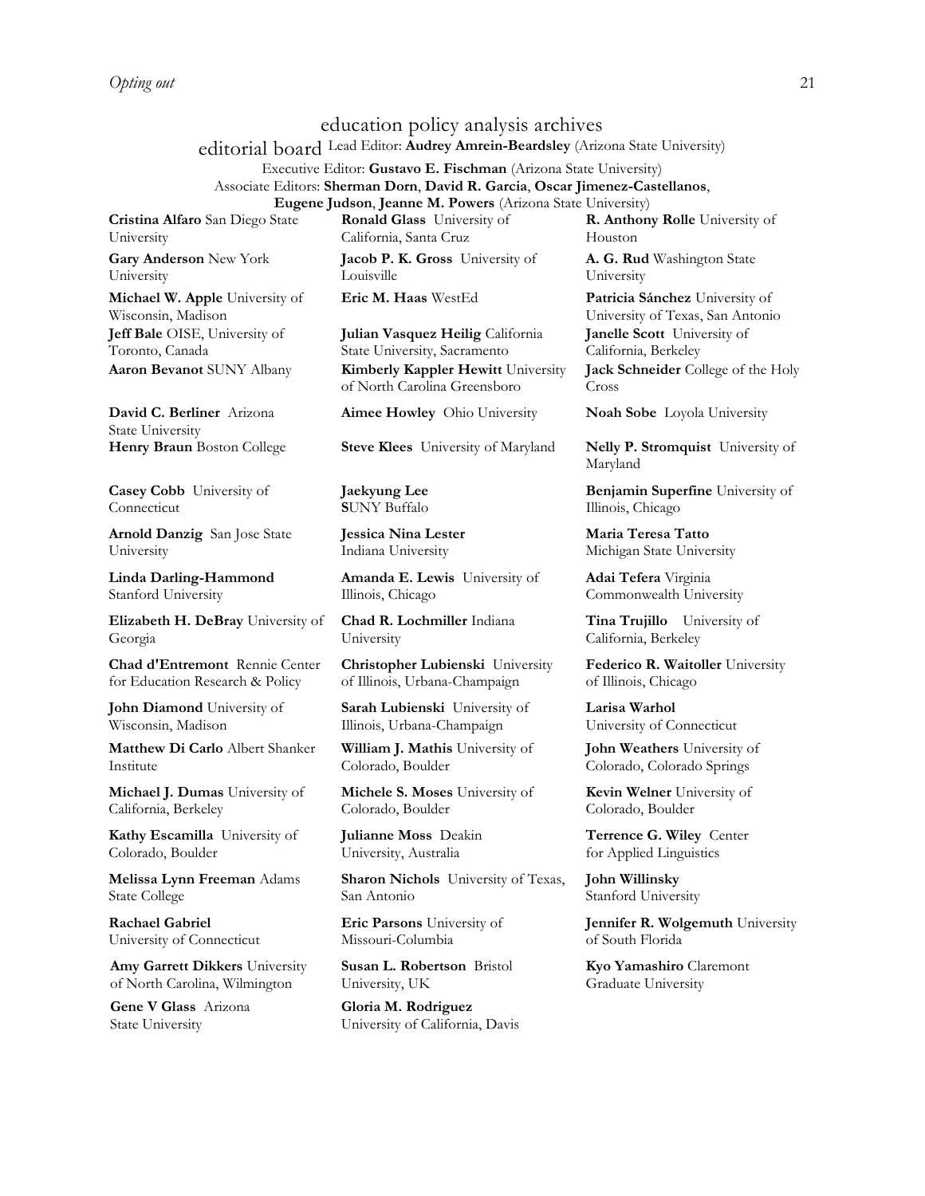# education policy analysis archives

## editorial board

Lead Editor: **Audrey Amrein-Beardsley** (Arizona State University)

Executive Editor: **Gustavo E. Fischman** (Arizona State University)

Associate Editors: **Sherman Dorn**, **David R. Garcia**, **Oscar Jimenez-Castellanos**, **Eugene Judson**, **Jeanne M. Powers** (Arizona State University)

**Cristina Alfaro** San Diego State University

**Gary Anderson** New York University

**Michael W. Apple** University of Wisconsin, Madison

**Jeff Bale** OISE, University of Toronto, Canada

**Aaron Bevanot** SUNY Albany

**David C. Berliner** Arizona State University

**Henry Braun** Boston College

**Casey Cobb** University of Connecticut

**Arnold Danzig** San Jose State University

**Linda Darling-Hammond** Stanford University

**Elizabeth H. DeBray** University of Georgia

**Chad d'Entremont** Rennie Center for Education Research & Policy

**John Diamond** University of Wisconsin, Madison

**Matthew Di Carlo** Albert Shanker Institute

**Michael J. Dumas** University of California, Berkeley

**Kathy Escamilla** University of Colorado, Boulder

**Melissa Lynn Freeman** Adams State College

**Rachael Gabriel** University of Connecticut

**Amy Garrett Dikkers** University of North Carolina, Wilmington

**Gene V Glass** Arizona State University

**Ronald Glass** University of California, Santa Cruz

**Jacob P. K. Gross** University of Louisville

**Eric M. Haas** WestEd

**Julian Vasquez Heilig** California State University, Sacramento

**Kimberly Kappler Hewitt** University of North Carolina Greensboro

**Aimee Howley** Ohio University

**Steve Klees** University of Maryland

**Jaekyung Lee** SUNY Buffalo

**Jessica Nina Lester** Indiana University

**Amanda E. Lewis** University of Illinois, Chicago

**Chad R. Lochmiller** Indiana University

**Christopher Lubienski** University of Illinois, Urbana-Champaign

**Sarah Lubienski** University of Illinois, Urbana-Champaign

**William J. Mathis** University of Colorado, Boulder

**Michele S. Moses** University of Colorado, Boulder

**Julianne Moss** Deakin University, Australia

**Sharon Nichols** University of Texas, San Antonio

**Eric Parsons** University of Missouri-Columbia

**Susan L. Robertson** Bristol University, UK

**Gloria M. Rodriguez** University of California, Davis

**R. Anthony Rolle** University of Houston

**A. G. Rud** Washington State University

**Patricia Sánchez** University of University of Texas, San Antonio

**Janelle Scott** University of California, Berkeley

**Jack Schneider** College of the Holy Cross

**Noah Sobe** Loyola University

**Nelly P. Stromquist** University of Maryland

**Benjamin Superfine** University of Illinois, Chicago

**Maria Teresa Tatto** Michigan State University

**Adai Tefera** Virginia Commonwealth University

**Tina Trujillo** University of California, Berkeley

**Federico R. Waitoller** University of Illinois, Chicago

**Larisa Warhol** University of Connecticut

**John Weathers** University of Colorado, Colorado Springs

**Kevin Welner** University of Colorado, Boulder

**Terrence G. Wiley** Center for Applied Linguistics

**John Willinsky** Stanford University

**Jennifer R. Wolgemuth** University of South Florida

**Kyo Yamashiro** Claremont Graduate University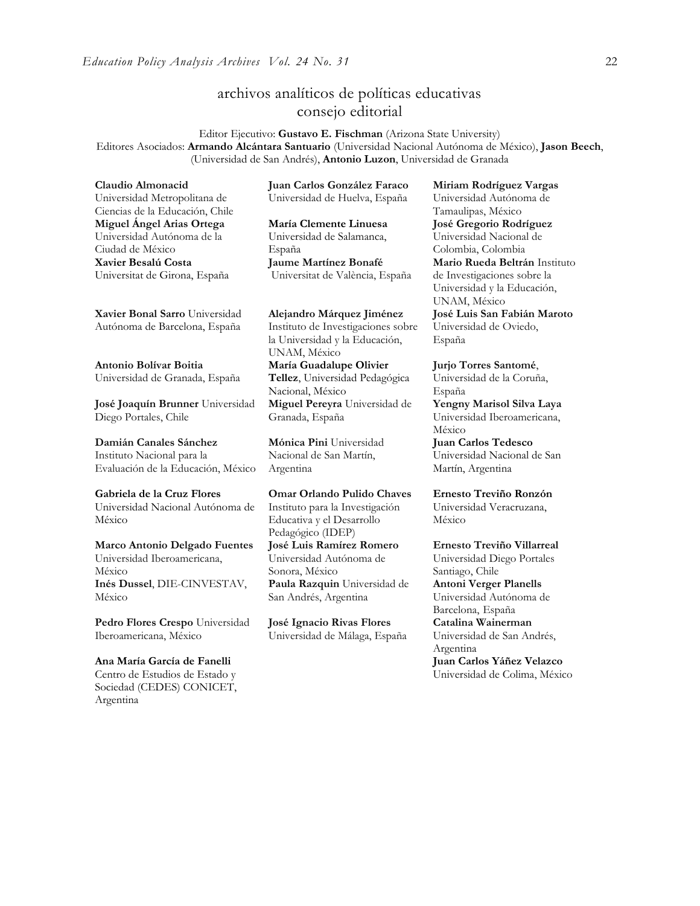# archivos analíticos de políticas educativas consejo editorial

Editor Ejecutivo: **Gustavo E. Fischman** (Arizona State University)
Editores Asociados: **Armando Alcántara Santuario** (Universidad Nacional Autónoma de México), **Jason Beech**, (Universidad de San Andrés), **Antonio Luzon**, Universidad de Granada

**Claudio Almonacid** Universidad Metropolitana de Ciencias de la Educación, Chile
**Miguel Ángel Arias Ortega** Universidad Autónoma de la Ciudad de México
**Xavier Besalú Costa** Universitat de Girona, España

**Xavier Bonal Sarro** Universidad Autónoma de Barcelona, España

**Antonio Bolívar Boitia** Universidad de Granada, España

**José Joaquín Brunner** Universidad Diego Portales, Chile

**Damián Canales Sánchez** Instituto Nacional para la Evaluación de la Educación, México

**Gabriela de la Cruz Flores** Universidad Nacional Autónoma de México

**Marco Antonio Delgado Fuentes** Universidad Iberoamericana, México
**Inés Dussel**, DIE-CINVESTAV, México

**Pedro Flores Crespo** Universidad Iberoamericana, México

**Ana María García de Fanelli** Centro de Estudios de Estado y Sociedad (CEDES) CONICET, Argentina

**Juan Carlos González Faraco** Universidad de Huelva, España

**María Clemente Linuesa** Universidad de Salamanca, España
**Jaume Martínez Bonafé** Universitat de València, España

**Alejandro Márquez Jiménez** Instituto de Investigaciones sobre la Universidad y la Educación, UNAM, México
**María Guadalupe Olivier Tellez**, Universidad Pedagógica Nacional, México
**Miguel Pereyra** Universidad de Granada, España

**Mónica Pini** Universidad Nacional de San Martín, Argentina

**Omar Orlando Pulido Chaves** Instituto para la Investigación Educativa y el Desarrollo Pedagógico (IDEP)
**José Luis Ramírez Romero** Universidad Autónoma de Sonora, México
**Paula Razquin** Universidad de San Andrés, Argentina

**José Ignacio Rivas Flores** Universidad de Málaga, España

**Miriam Rodríguez Vargas** Universidad Autónoma de Tamaulipas, México
**José Gregorio Rodríguez** Universidad Nacional de Colombia, Colombia
**Mario Rueda Beltrán** Instituto de Investigaciones sobre la Universidad y la Educación, UNAM, México
**José Luis San Fabián Maroto** Universidad de Oviedo, España

**Jurjo Torres Santomé**, Universidad de la Coruña, España
**Yengny Marisol Silva Laya** Universidad Iberoamericana, México
**Juan Carlos Tedesco** Universidad Nacional de San Martín, Argentina

**Ernesto Treviño Ronzón** Universidad Veracruzana, México

**Ernesto Treviño Villarreal** Universidad Diego Portales Santiago, Chile
**Antoni Verger Planells** Universidad Autónoma de Barcelona, España
**Catalina Wainerman** Universidad de San Andrés, Argentina
**Juan Carlos Yáñez Velazco** Universidad de Colima, México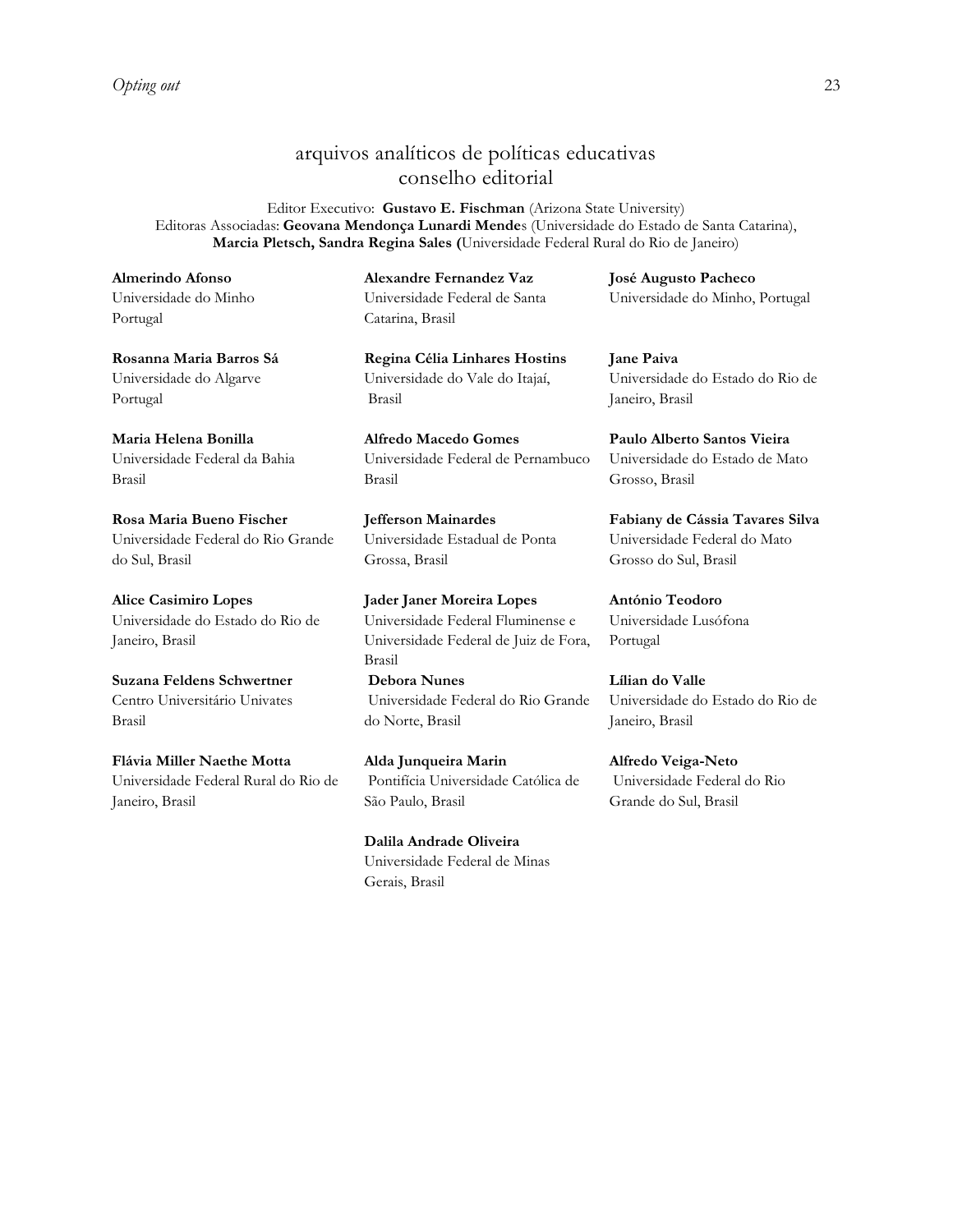## arquivos analíticos de políticas educativas
## conselho editorial

Editor Executivo: **Gustavo E. Fischman** (Arizona State University)
Editoras Associadas: **Geovana Mendonça Lunardi Mende**s (Universidade do Estado de Santa Catarina), **Marcia Pletsch, Sandra Regina Sales (**Universidade Federal Rural do Rio de Janeiro)

**Almerindo Afonso**
Universidade do Minho
Portugal

**Rosanna Maria Barros Sá**
Universidade do Algarve
Portugal

**Maria Helena Bonilla**
Universidade Federal da Bahia
Brasil

**Rosa Maria Bueno Fischer**
Universidade Federal do Rio Grande do Sul, Brasil

**Alice Casimiro Lopes**
Universidade do Estado do Rio de Janeiro, Brasil

**Suzana Feldens Schwertner**
Centro Universitário Univates
Brasil

**Flávia Miller Naethe Motta**
Universidade Federal Rural do Rio de Janeiro, Brasil

**Alexandre Fernandez Vaz**
Universidade Federal de Santa Catarina, Brasil

**Regina Célia Linhares Hostins**
Universidade do Vale do Itajaí, Brasil

**Alfredo Macedo Gomes**
Universidade Federal de Pernambuco
Brasil

**Jefferson Mainardes**
Universidade Estadual de Ponta Grossa, Brasil

**Jader Janer Moreira Lopes**
Universidade Federal Fluminense e Universidade Federal de Juiz de Fora, Brasil

**Debora Nunes**
Universidade Federal do Rio Grande do Norte, Brasil

**Alda Junqueira Marin**
Pontifícia Universidade Católica de São Paulo, Brasil

**Dalila Andrade Oliveira**
Universidade Federal de Minas Gerais, Brasil

**José Augusto Pacheco**
Universidade do Minho, Portugal

**Jane Paiva**
Universidade do Estado do Rio de Janeiro, Brasil

**Paulo Alberto Santos Vieira**
Universidade do Estado de Mato Grosso, Brasil

**Fabiany de Cássia Tavares Silva**
Universidade Federal do Mato Grosso do Sul, Brasil

**António Teodoro**
Universidade Lusófona
Portugal

**Lílian do Valle**
Universidade do Estado do Rio de Janeiro, Brasil

**Alfredo Veiga-Neto**
Universidade Federal do Rio Grande do Sul, Brasil